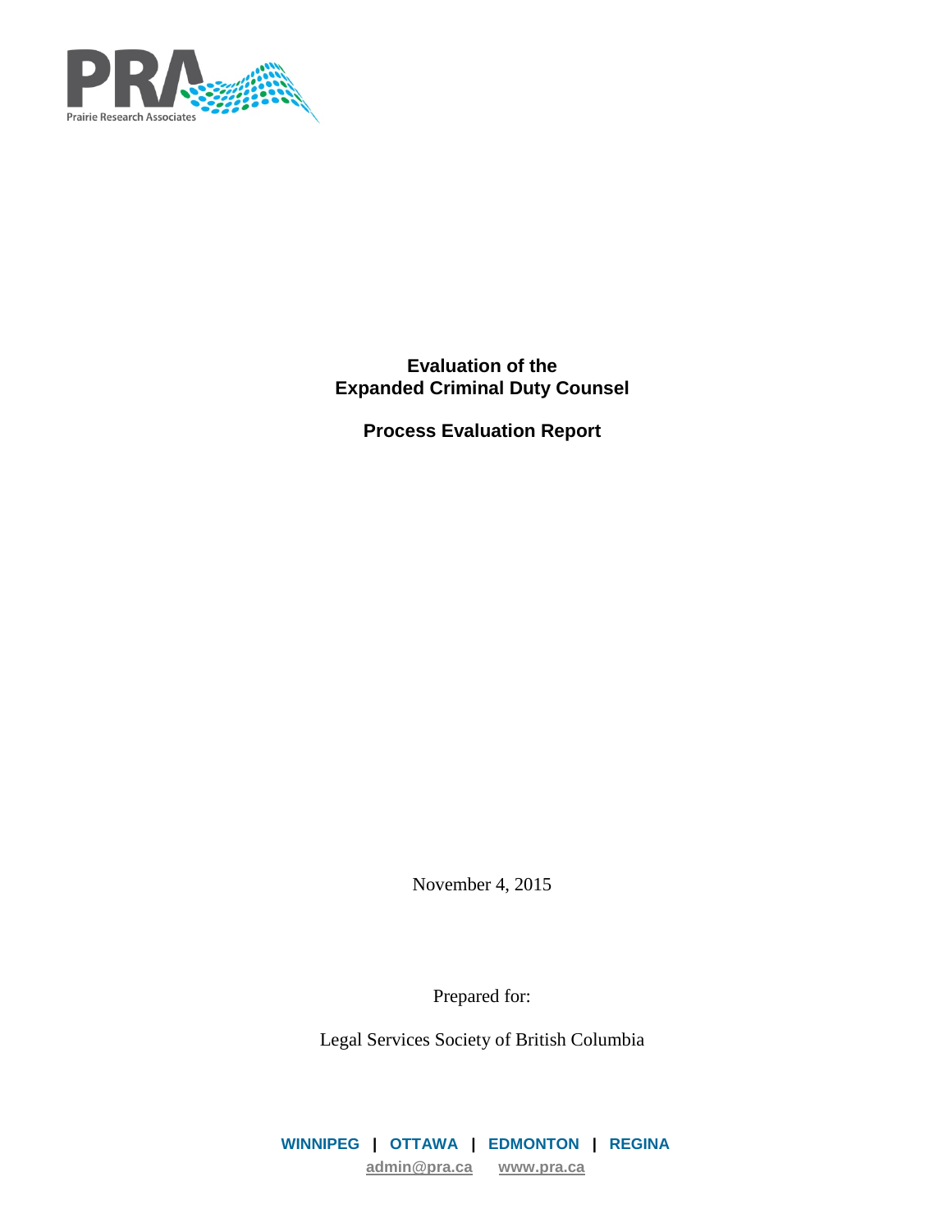PRA

Prairie Research Associates

# Evaluation of the Expanded Criminal Duty Counsel

## Process Evaluation Report

November 4, 2015

Prepared for:

Legal Services Society of British Columbia

**WINNIPEG | OTTAWA | EDMONTON | REGINA**

admin@pra.ca www.pra.ca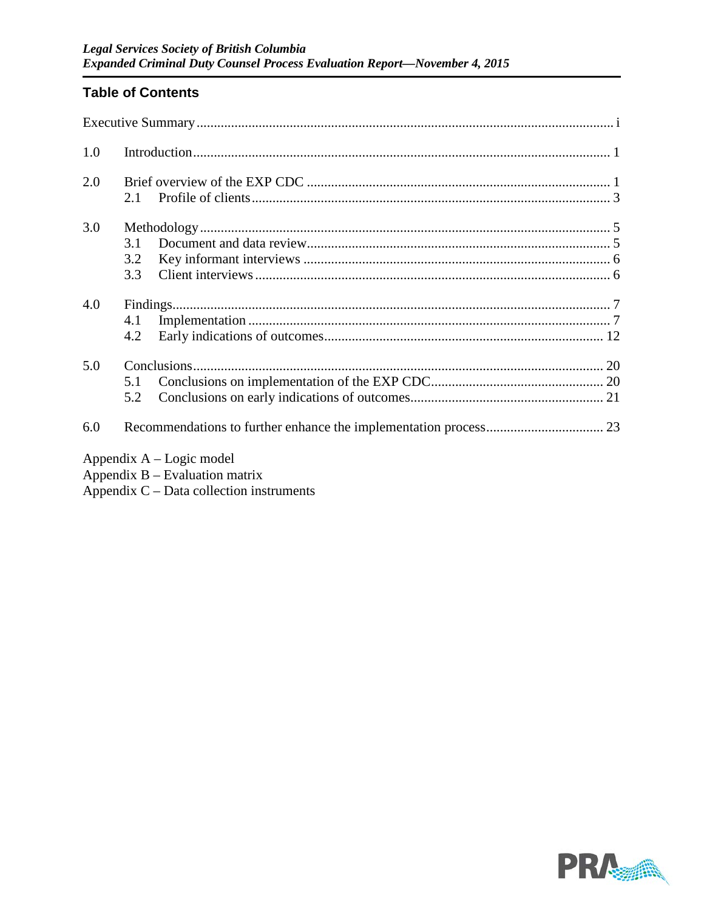## Table of Contents

Executive Summary ........................................................................................................................ i

1.0 Introduction ........................................................................................................................ 1

2.0 Brief overview of the EXP CDC ........................................................................................ 1
  2.1 Profile of clients ........................................................................................................ 3

3.0 Methodology ...................................................................................................................... 5
  3.1 Document and data review ........................................................................................ 5
  3.2 Key informant interviews .......................................................................................... 6
  3.3 Client interviews ........................................................................................................ 6

4.0 Findings .............................................................................................................................. 7
  4.1 Implementation .......................................................................................................... 7
  4.2 Early indications of outcomes ................................................................................... 12

5.0 Conclusions ........................................................................................................................ 20
  5.1 Conclusions on implementation of the EXP CDC ..................................................... 20
  5.2 Conclusions on early indications of outcomes .......................................................... 21

6.0 Recommendations to further enhance the implementation process .................................. 23

Appendix A – Logic model
Appendix B – Evaluation matrix
Appendix C – Data collection instruments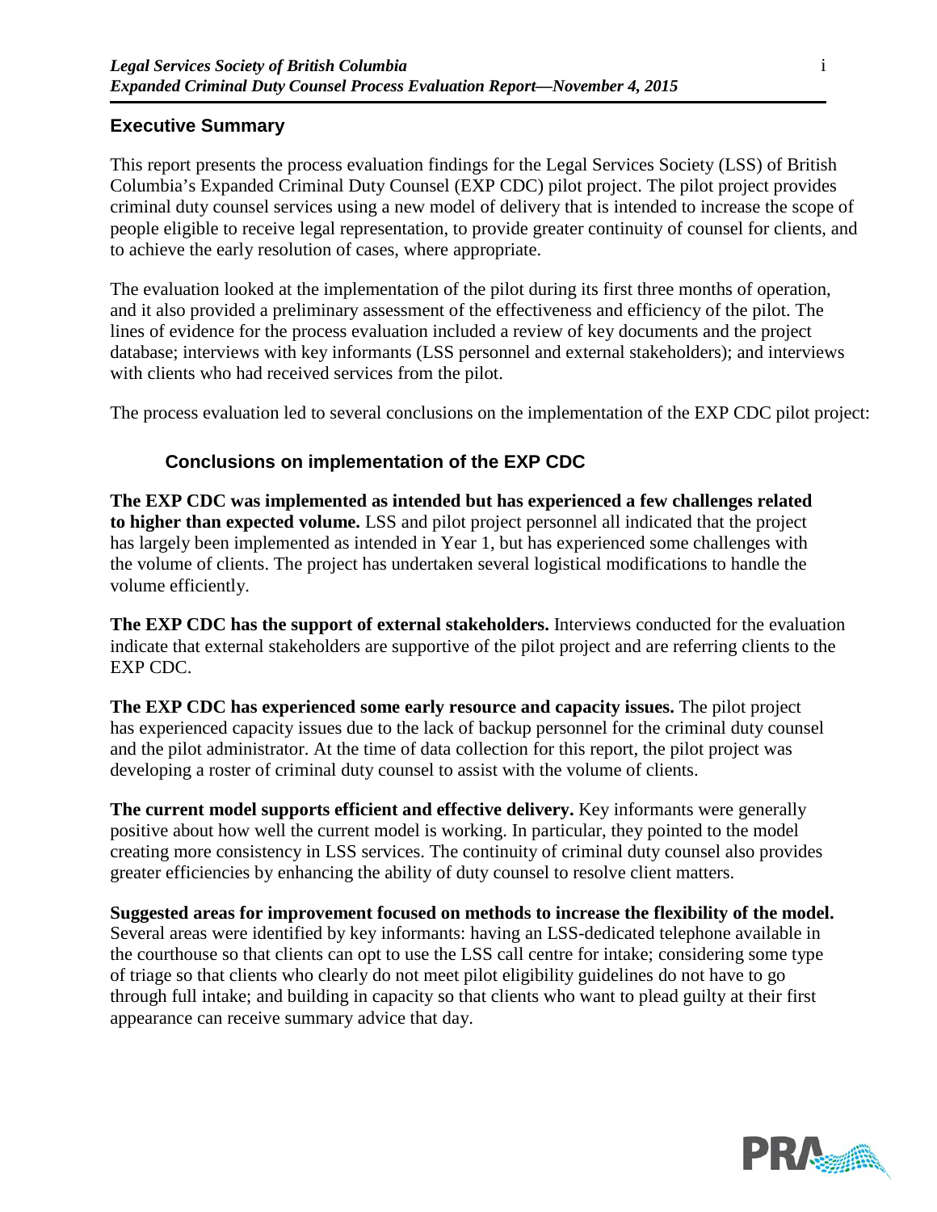## Executive Summary

This report presents the process evaluation findings for the Legal Services Society (LSS) of British Columbia's Expanded Criminal Duty Counsel (EXP CDC) pilot project. The pilot project provides criminal duty counsel services using a new model of delivery that is intended to increase the scope of people eligible to receive legal representation, to provide greater continuity of counsel for clients, and to achieve the early resolution of cases, where appropriate.

The evaluation looked at the implementation of the pilot during its first three months of operation, and it also provided a preliminary assessment of the effectiveness and efficiency of the pilot. The lines of evidence for the process evaluation included a review of key documents and the project database; interviews with key informants (LSS personnel and external stakeholders); and interviews with clients who had received services from the pilot.

The process evaluation led to several conclusions on the implementation of the EXP CDC pilot project:

### Conclusions on implementation of the EXP CDC

**The EXP CDC was implemented as intended but has experienced a few challenges related to higher than expected volume.** LSS and pilot project personnel all indicated that the project has largely been implemented as intended in Year 1, but has experienced some challenges with the volume of clients. The project has undertaken several logistical modifications to handle the volume efficiently.

**The EXP CDC has the support of external stakeholders.** Interviews conducted for the evaluation indicate that external stakeholders are supportive of the pilot project and are referring clients to the EXP CDC.

**The EXP CDC has experienced some early resource and capacity issues.** The pilot project has experienced capacity issues due to the lack of backup personnel for the criminal duty counsel and the pilot administrator. At the time of data collection for this report, the pilot project was developing a roster of criminal duty counsel to assist with the volume of clients.

**The current model supports efficient and effective delivery.** Key informants were generally positive about how well the current model is working. In particular, they pointed to the model creating more consistency in LSS services. The continuity of criminal duty counsel also provides greater efficiencies by enhancing the ability of duty counsel to resolve client matters.

**Suggested areas for improvement focused on methods to increase the flexibility of the model.** Several areas were identified by key informants: having an LSS-dedicated telephone available in the courthouse so that clients can opt to use the LSS call centre for intake; considering some type of triage so that clients who clearly do not meet pilot eligibility guidelines do not have to go through full intake; and building in capacity so that clients who want to plead guilty at their first appearance can receive summary advice that day.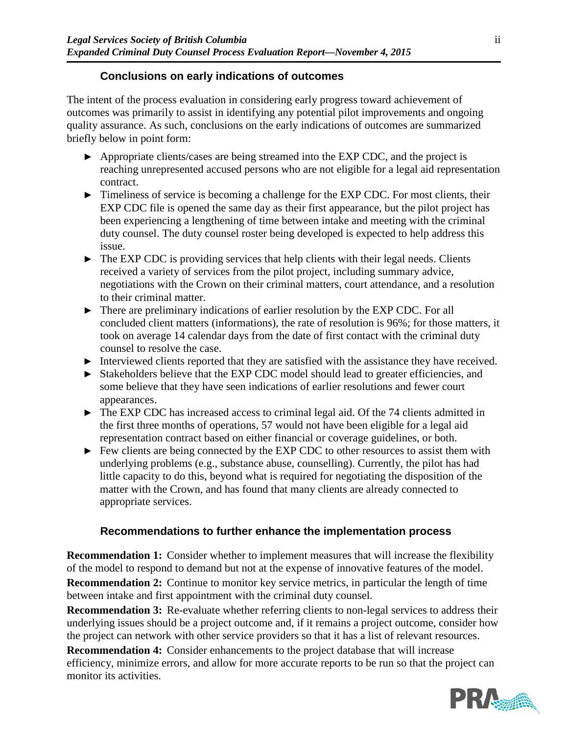### Conclusions on early indications of outcomes

The intent of the process evaluation in considering early progress toward achievement of outcomes was primarily to assist in identifying any potential pilot improvements and ongoing quality assurance. As such, conclusions on the early indications of outcomes are summarized briefly below in point form:

- Appropriate clients/cases are being streamed into the EXP CDC, and the project is reaching unrepresented accused persons who are not eligible for a legal aid representation contract.
- Timeliness of service is becoming a challenge for the EXP CDC. For most clients, their EXP CDC file is opened the same day as their first appearance, but the pilot project has been experiencing a lengthening of time between intake and meeting with the criminal duty counsel. The duty counsel roster being developed is expected to help address this issue.
- The EXP CDC is providing services that help clients with their legal needs. Clients received a variety of services from the pilot project, including summary advice, negotiations with the Crown on their criminal matters, court attendance, and a resolution to their criminal matter.
- There are preliminary indications of earlier resolution by the EXP CDC. For all concluded client matters (informations), the rate of resolution is 96%; for those matters, it took on average 14 calendar days from the date of first contact with the criminal duty counsel to resolve the case.
- Interviewed clients reported that they are satisfied with the assistance they have received.
- Stakeholders believe that the EXP CDC model should lead to greater efficiencies, and some believe that they have seen indications of earlier resolutions and fewer court appearances.
- The EXP CDC has increased access to criminal legal aid. Of the 74 clients admitted in the first three months of operations, 57 would not have been eligible for a legal aid representation contract based on either financial or coverage guidelines, or both.
- Few clients are being connected by the EXP CDC to other resources to assist them with underlying problems (e.g., substance abuse, counselling). Currently, the pilot has had little capacity to do this, beyond what is required for negotiating the disposition of the matter with the Crown, and has found that many clients are already connected to appropriate services.

### Recommendations to further enhance the implementation process

**Recommendation 1:** Consider whether to implement measures that will increase the flexibility of the model to respond to demand but not at the expense of innovative features of the model.

**Recommendation 2:** Continue to monitor key service metrics, in particular the length of time between intake and first appointment with the criminal duty counsel.

**Recommendation 3:** Re-evaluate whether referring clients to non-legal services to address their underlying issues should be a project outcome and, if it remains a project outcome, consider how the project can network with other service providers so that it has a list of relevant resources.

**Recommendation 4:** Consider enhancements to the project database that will increase efficiency, minimize errors, and allow for more accurate reports to be run so that the project can monitor its activities.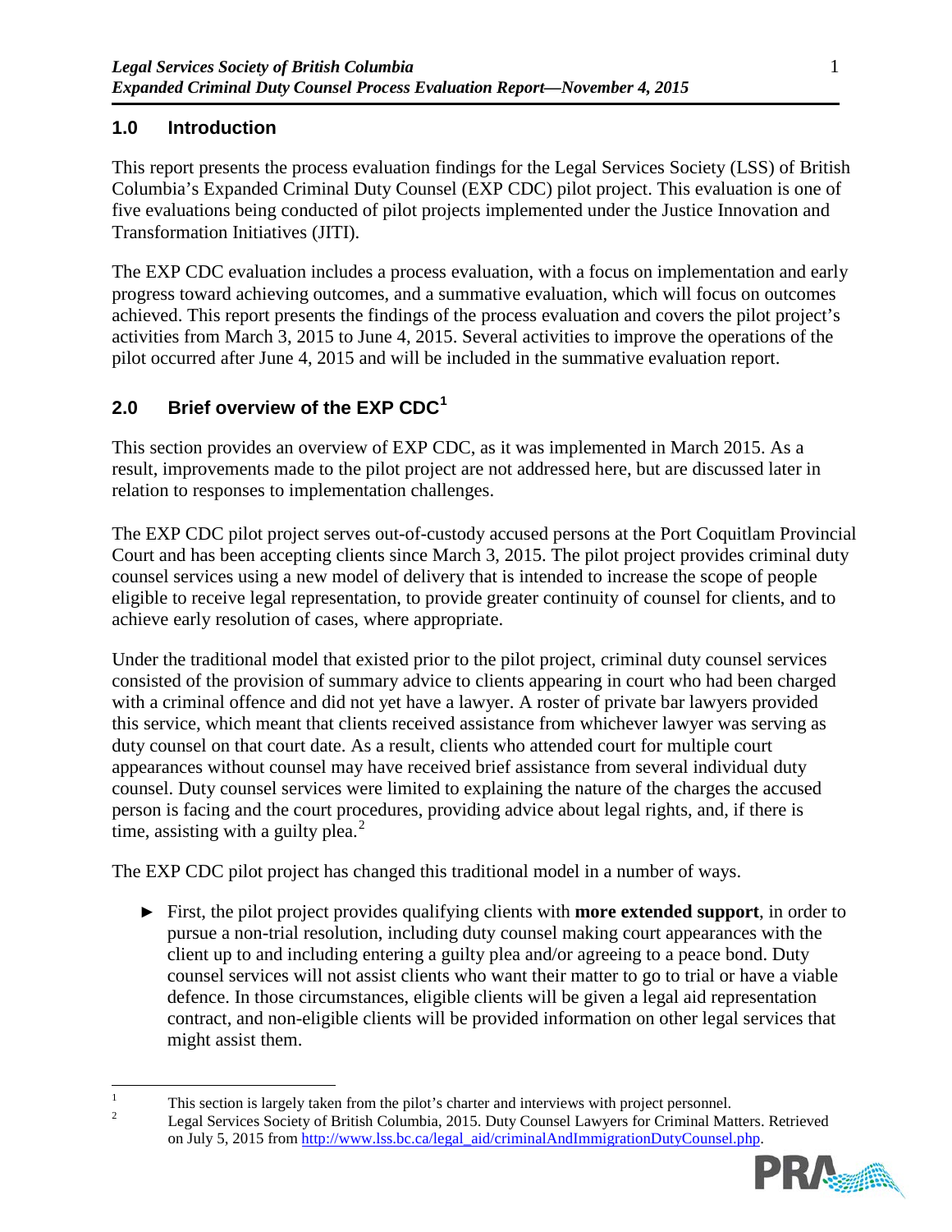## 1.0 Introduction

This report presents the process evaluation findings for the Legal Services Society (LSS) of British Columbia's Expanded Criminal Duty Counsel (EXP CDC) pilot project. This evaluation is one of five evaluations being conducted of pilot projects implemented under the Justice Innovation and Transformation Initiatives (JITI).

The EXP CDC evaluation includes a process evaluation, with a focus on implementation and early progress toward achieving outcomes, and a summative evaluation, which will focus on outcomes achieved. This report presents the findings of the process evaluation and covers the pilot project's activities from March 3, 2015 to June 4, 2015. Several activities to improve the operations of the pilot occurred after June 4, 2015 and will be included in the summative evaluation report.

## 2.0 Brief overview of the EXP CDC[1]

This section provides an overview of EXP CDC, as it was implemented in March 2015. As a result, improvements made to the pilot project are not addressed here, but are discussed later in relation to responses to implementation challenges.

The EXP CDC pilot project serves out-of-custody accused persons at the Port Coquitlam Provincial Court and has been accepting clients since March 3, 2015. The pilot project provides criminal duty counsel services using a new model of delivery that is intended to increase the scope of people eligible to receive legal representation, to provide greater continuity of counsel for clients, and to achieve early resolution of cases, where appropriate.

Under the traditional model that existed prior to the pilot project, criminal duty counsel services consisted of the provision of summary advice to clients appearing in court who had been charged with a criminal offence and did not yet have a lawyer. A roster of private bar lawyers provided this service, which meant that clients received assistance from whichever lawyer was serving as duty counsel on that court date. As a result, clients who attended court for multiple court appearances without counsel may have received brief assistance from several individual duty counsel. Duty counsel services were limited to explaining the nature of the charges the accused person is facing and the court procedures, providing advice about legal rights, and, if there is time, assisting with a guilty plea.[2]

The EXP CDC pilot project has changed this traditional model in a number of ways.

- First, the pilot project provides qualifying clients with **more extended support**, in order to pursue a non-trial resolution, including duty counsel making court appearances with the client up to and including entering a guilty plea and/or agreeing to a peace bond. Duty counsel services will not assist clients who want their matter to go to trial or have a viable defence. In those circumstances, eligible clients will be given a legal aid representation contract, and non-eligible clients will be provided information on other legal services that might assist them.

---

[1] This section is largely taken from the pilot's charter and interviews with project personnel.

[2] Legal Services Society of British Columbia, 2015. Duty Counsel Lawyers for Criminal Matters. Retrieved on July 5, 2015 from http://www.lss.bc.ca/legal_aid/criminalAndImmigrationDutyCounsel.php.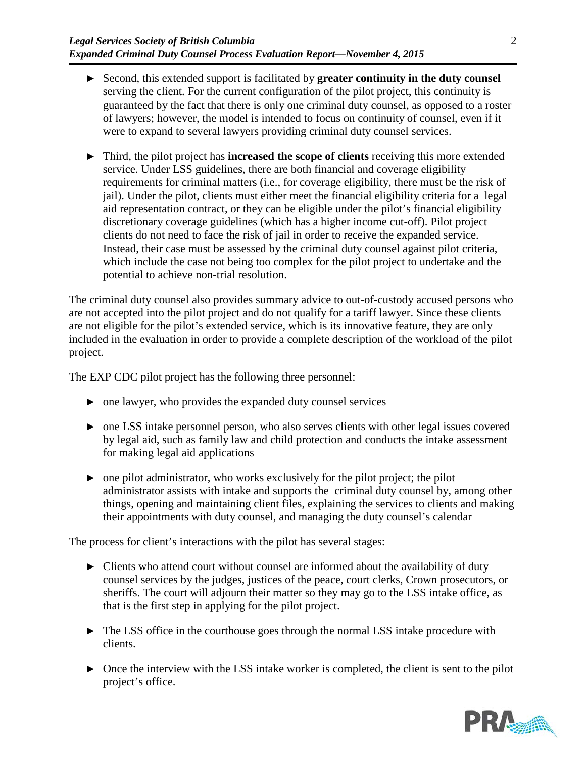- Second, this extended support is facilitated by **greater continuity in the duty counsel** serving the client. For the current configuration of the pilot project, this continuity is guaranteed by the fact that there is only one criminal duty counsel, as opposed to a roster of lawyers; however, the model is intended to focus on continuity of counsel, even if it were to expand to several lawyers providing criminal duty counsel services.

- Third, the pilot project has **increased the scope of clients** receiving this more extended service. Under LSS guidelines, there are both financial and coverage eligibility requirements for criminal matters (i.e., for coverage eligibility, there must be the risk of jail). Under the pilot, clients must either meet the financial eligibility criteria for a legal aid representation contract, or they can be eligible under the pilot's financial eligibility discretionary coverage guidelines (which has a higher income cut-off). Pilot project clients do not need to face the risk of jail in order to receive the expanded service. Instead, their case must be assessed by the criminal duty counsel against pilot criteria, which include the case not being too complex for the pilot project to undertake and the potential to achieve non-trial resolution.

The criminal duty counsel also provides summary advice to out-of-custody accused persons who are not accepted into the pilot project and do not qualify for a tariff lawyer. Since these clients are not eligible for the pilot's extended service, which is its innovative feature, they are only included in the evaluation in order to provide a complete description of the workload of the pilot project.

The EXP CDC pilot project has the following three personnel:

- one lawyer, who provides the expanded duty counsel services

- one LSS intake personnel person, who also serves clients with other legal issues covered by legal aid, such as family law and child protection and conducts the intake assessment for making legal aid applications

- one pilot administrator, who works exclusively for the pilot project; the pilot administrator assists with intake and supports the criminal duty counsel by, among other things, opening and maintaining client files, explaining the services to clients and making their appointments with duty counsel, and managing the duty counsel's calendar

The process for client's interactions with the pilot has several stages:

- Clients who attend court without counsel are informed about the availability of duty counsel services by the judges, justices of the peace, court clerks, Crown prosecutors, or sheriffs. The court will adjourn their matter so they may go to the LSS intake office, as that is the first step in applying for the pilot project.

- The LSS office in the courthouse goes through the normal LSS intake procedure with clients.

- Once the interview with the LSS intake worker is completed, the client is sent to the pilot project's office.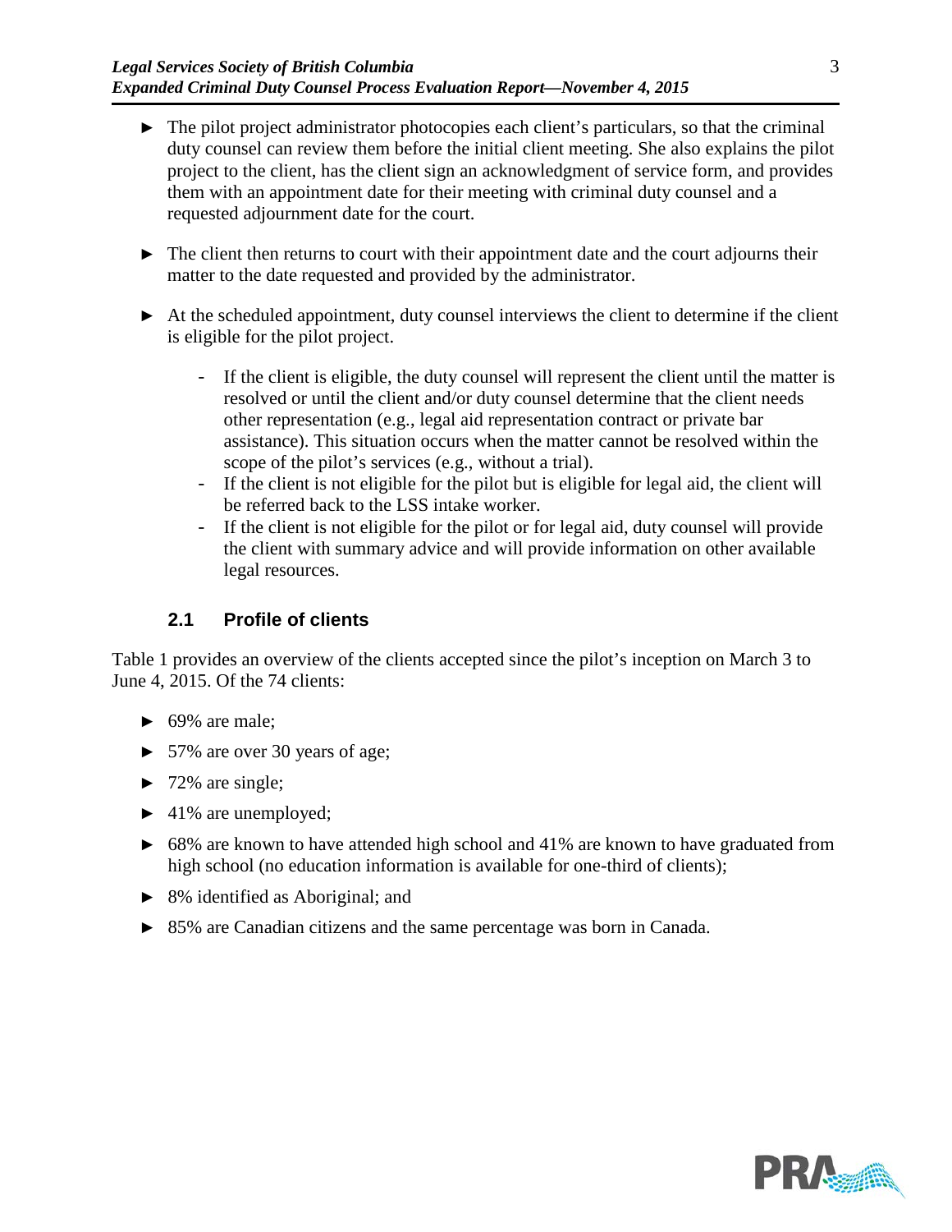- The pilot project administrator photocopies each client's particulars, so that the criminal duty counsel can review them before the initial client meeting. She also explains the pilot project to the client, has the client sign an acknowledgment of service form, and provides them with an appointment date for their meeting with criminal duty counsel and a requested adjournment date for the court.

- The client then returns to court with their appointment date and the court adjourns their matter to the date requested and provided by the administrator.

- At the scheduled appointment, duty counsel interviews the client to determine if the client is eligible for the pilot project.
  - If the client is eligible, the duty counsel will represent the client until the matter is resolved or until the client and/or duty counsel determine that the client needs other representation (e.g., legal aid representation contract or private bar assistance). This situation occurs when the matter cannot be resolved within the scope of the pilot's services (e.g., without a trial).
  - If the client is not eligible for the pilot but is eligible for legal aid, the client will be referred back to the LSS intake worker.
  - If the client is not eligible for the pilot or for legal aid, duty counsel will provide the client with summary advice and will provide information on other available legal resources.

## 2.1 Profile of clients

Table 1 provides an overview of the clients accepted since the pilot's inception on March 3 to June 4, 2015. Of the 74 clients:

- 69% are male;
- 57% are over 30 years of age;
- 72% are single;
- 41% are unemployed;
- 68% are known to have attended high school and 41% are known to have graduated from high school (no education information is available for one-third of clients);
- 8% identified as Aboriginal; and
- 85% are Canadian citizens and the same percentage was born in Canada.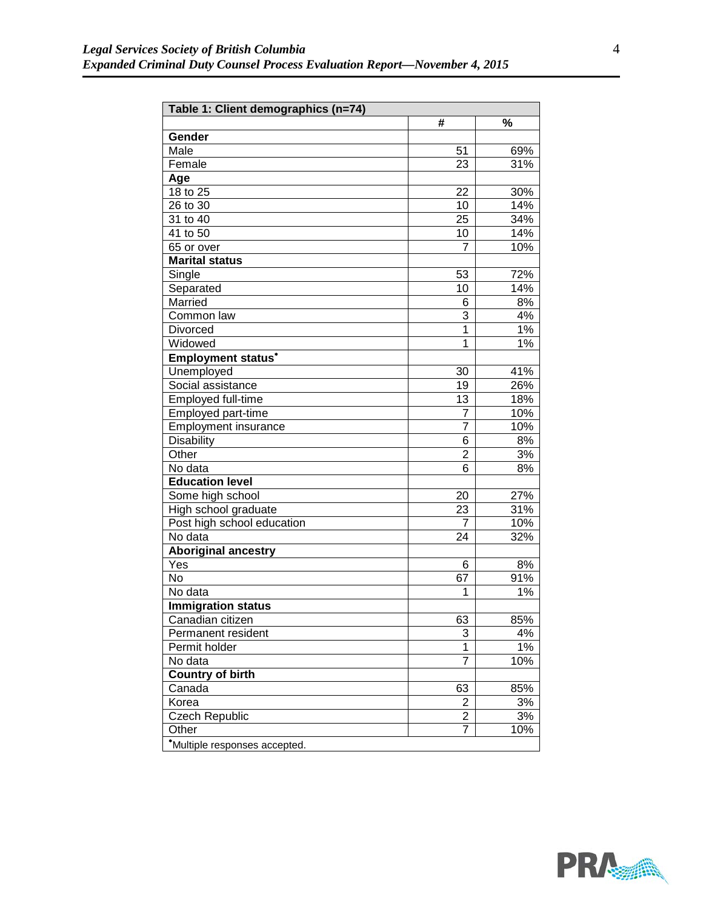| Table 1: Client demographics (n=74) | | |
|---|---|---|
| | # | % |
| **Gender** | | |
| Male | 51 | 69% |
| Female | 23 | 31% |
| **Age** | | |
| 18 to 25 | 22 | 30% |
| 26 to 30 | 10 | 14% |
| 31 to 40 | 25 | 34% |
| 41 to 50 | 10 | 14% |
| 65 or over | 7 | 10% |
| **Marital status** | | |
| Single | 53 | 72% |
| Separated | 10 | 14% |
| Married | 6 | 8% |
| Common law | 3 | 4% |
| Divorced | 1 | 1% |
| Widowed | 1 | 1% |
| **Employment status*** | | |
| Unemployed | 30 | 41% |
| Social assistance | 19 | 26% |
| Employed full-time | 13 | 18% |
| Employed part-time | 7 | 10% |
| Employment insurance | 7 | 10% |
| Disability | 6 | 8% |
| Other | 2 | 3% |
| No data | 6 | 8% |
| **Education level** | | |
| Some high school | 20 | 27% |
| High school graduate | 23 | 31% |
| Post high school education | 7 | 10% |
| No data | 24 | 32% |
| **Aboriginal ancestry** | | |
| Yes | 6 | 8% |
| No | 67 | 91% |
| No data | 1 | 1% |
| **Immigration status** | | |
| Canadian citizen | 63 | 85% |
| Permanent resident | 3 | 4% |
| Permit holder | 1 | 1% |
| No data | 7 | 10% |
| **Country of birth** | | |
| Canada | 63 | 85% |
| Korea | 2 | 3% |
| Czech Republic | 2 | 3% |
| Other | 7 | 10% |

*Multiple responses accepted.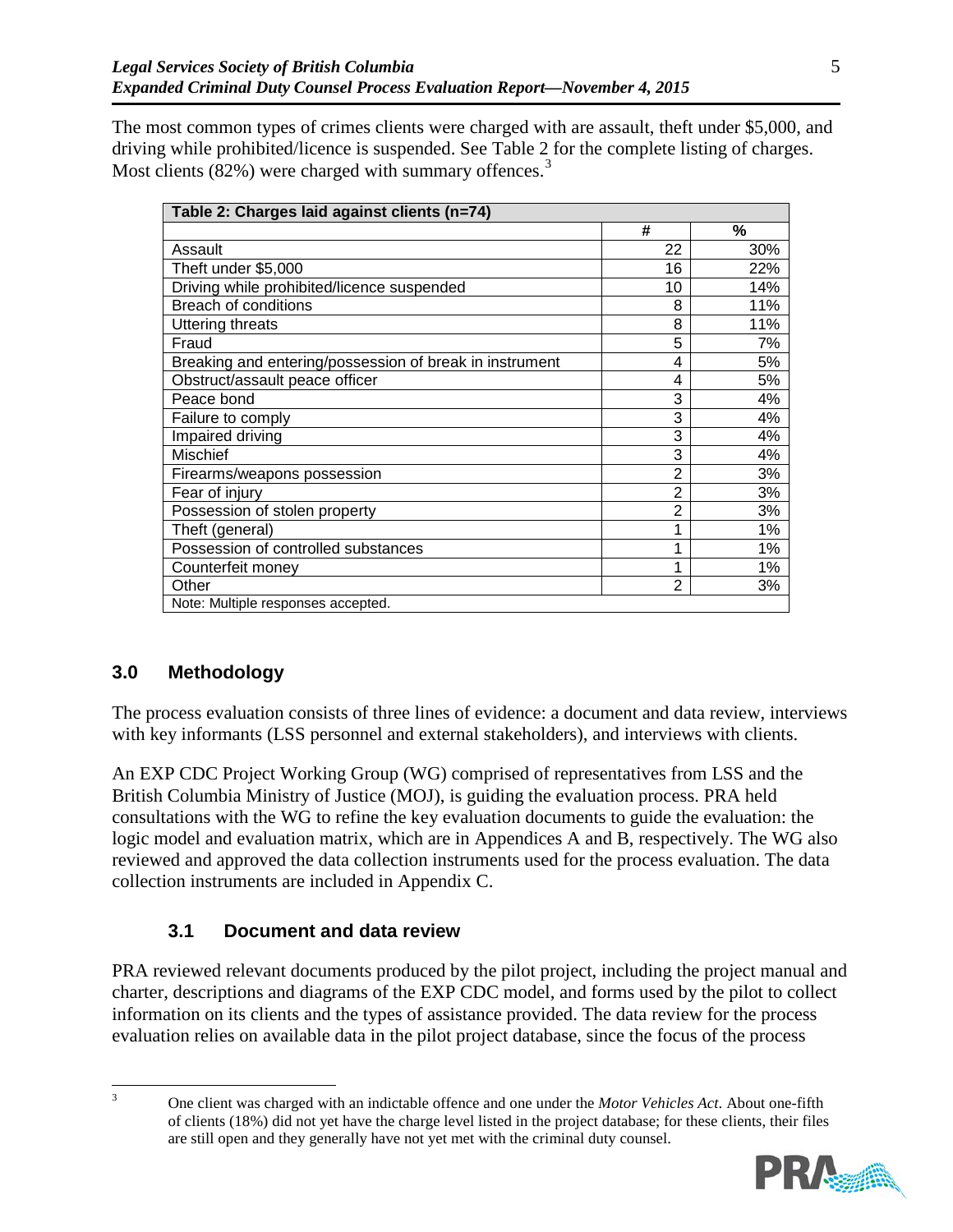The most common types of crimes clients were charged with are assault, theft under $5,000, and driving while prohibited/licence is suspended. See Table 2 for the complete listing of charges. Most clients (82%) were charged with summary offences.[3]

| Table 2: Charges laid against clients (n=74) | | |
|---|---|---|
| | # | % |
| Assault | 22 | 30% |
| Theft under $5,000 | 16 | 22% |
| Driving while prohibited/licence suspended | 10 | 14% |
| Breach of conditions | 8 | 11% |
| Uttering threats | 8 | 11% |
| Fraud | 5 | 7% |
| Breaking and entering/possession of break in instrument | 4 | 5% |
| Obstruct/assault peace officer | 4 | 5% |
| Peace bond | 3 | 4% |
| Failure to comply | 3 | 4% |
| Impaired driving | 3 | 4% |
| Mischief | 3 | 4% |
| Firearms/weapons possession | 2 | 3% |
| Fear of injury | 2 | 3% |
| Possession of stolen property | 2 | 3% |
| Theft (general) | 1 | 1% |
| Possession of controlled substances | 1 | 1% |
| Counterfeit money | 1 | 1% |
| Other | 2 | 3% |
| Note: Multiple responses accepted. | | |

## 3.0 Methodology

The process evaluation consists of three lines of evidence: a document and data review, interviews with key informants (LSS personnel and external stakeholders), and interviews with clients.

An EXP CDC Project Working Group (WG) comprised of representatives from LSS and the British Columbia Ministry of Justice (MOJ), is guiding the evaluation process. PRA held consultations with the WG to refine the key evaluation documents to guide the evaluation: the logic model and evaluation matrix, which are in Appendices A and B, respectively. The WG also reviewed and approved the data collection instruments used for the process evaluation. The data collection instruments are included in Appendix C.

### 3.1 Document and data review

PRA reviewed relevant documents produced by the pilot project, including the project manual and charter, descriptions and diagrams of the EXP CDC model, and forms used by the pilot to collect information on its clients and the types of assistance provided. The data review for the process evaluation relies on available data in the pilot project database, since the focus of the process

[3] One client was charged with an indictable offence and one under the *Motor Vehicles Act*. About one-fifth of clients (18%) did not yet have the charge level listed in the project database; for these clients, their files are still open and they generally have not yet met with the criminal duty counsel.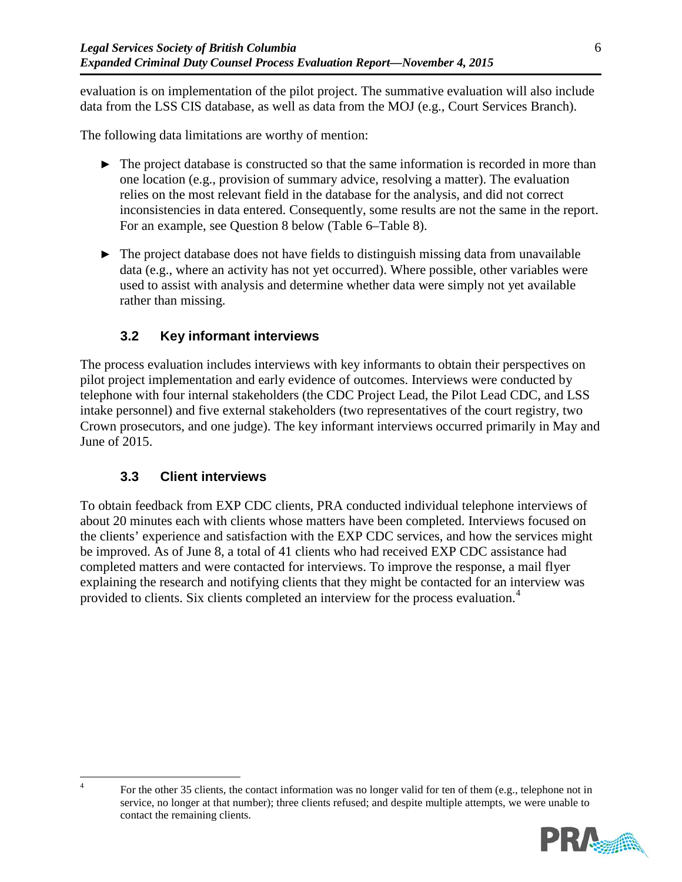evaluation is on implementation of the pilot project. The summative evaluation will also include data from the LSS CIS database, as well as data from the MOJ (e.g., Court Services Branch).

The following data limitations are worthy of mention:

- The project database is constructed so that the same information is recorded in more than one location (e.g., provision of summary advice, resolving a matter). The evaluation relies on the most relevant field in the database for the analysis, and did not correct inconsistencies in data entered. Consequently, some results are not the same in the report. For an example, see Question 8 below (Table 6–Table 8).

- The project database does not have fields to distinguish missing data from unavailable data (e.g., where an activity has not yet occurred). Where possible, other variables were used to assist with analysis and determine whether data were simply not yet available rather than missing.

### 3.2 Key informant interviews

The process evaluation includes interviews with key informants to obtain their perspectives on pilot project implementation and early evidence of outcomes. Interviews were conducted by telephone with four internal stakeholders (the CDC Project Lead, the Pilot Lead CDC, and LSS intake personnel) and five external stakeholders (two representatives of the court registry, two Crown prosecutors, and one judge). The key informant interviews occurred primarily in May and June of 2015.

### 3.3 Client interviews

To obtain feedback from EXP CDC clients, PRA conducted individual telephone interviews of about 20 minutes each with clients whose matters have been completed. Interviews focused on the clients' experience and satisfaction with the EXP CDC services, and how the services might be improved. As of June 8, a total of 41 clients who had received EXP CDC assistance had completed matters and were contacted for interviews. To improve the response, a mail flyer explaining the research and notifying clients that they might be contacted for an interview was provided to clients. Six clients completed an interview for the process evaluation.[4]

---

[4] For the other 35 clients, the contact information was no longer valid for ten of them (e.g., telephone not in service, no longer at that number); three clients refused; and despite multiple attempts, we were unable to contact the remaining clients.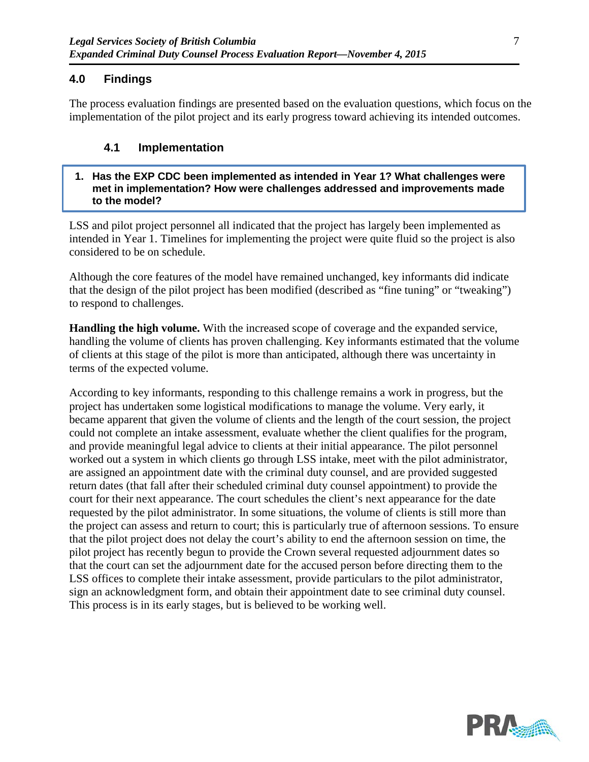## 4.0 Findings

The process evaluation findings are presented based on the evaluation questions, which focus on the implementation of the pilot project and its early progress toward achieving its intended outcomes.

### 4.1 Implementation

**1. Has the EXP CDC been implemented as intended in Year 1? What challenges were met in implementation? How were challenges addressed and improvements made to the model?**

LSS and pilot project personnel all indicated that the project has largely been implemented as intended in Year 1. Timelines for implementing the project were quite fluid so the project is also considered to be on schedule.

Although the core features of the model have remained unchanged, key informants did indicate that the design of the pilot project has been modified (described as "fine tuning" or "tweaking") to respond to challenges.

**Handling the high volume.** With the increased scope of coverage and the expanded service, handling the volume of clients has proven challenging. Key informants estimated that the volume of clients at this stage of the pilot is more than anticipated, although there was uncertainty in terms of the expected volume.

According to key informants, responding to this challenge remains a work in progress, but the project has undertaken some logistical modifications to manage the volume. Very early, it became apparent that given the volume of clients and the length of the court session, the project could not complete an intake assessment, evaluate whether the client qualifies for the program, and provide meaningful legal advice to clients at their initial appearance. The pilot personnel worked out a system in which clients go through LSS intake, meet with the pilot administrator, are assigned an appointment date with the criminal duty counsel, and are provided suggested return dates (that fall after their scheduled criminal duty counsel appointment) to provide the court for their next appearance. The court schedules the client's next appearance for the date requested by the pilot administrator. In some situations, the volume of clients is still more than the project can assess and return to court; this is particularly true of afternoon sessions. To ensure that the pilot project does not delay the court's ability to end the afternoon session on time, the pilot project has recently begun to provide the Crown several requested adjournment dates so that the court can set the adjournment date for the accused person before directing them to the LSS offices to complete their intake assessment, provide particulars to the pilot administrator, sign an acknowledgment form, and obtain their appointment date to see criminal duty counsel. This process is in its early stages, but is believed to be working well.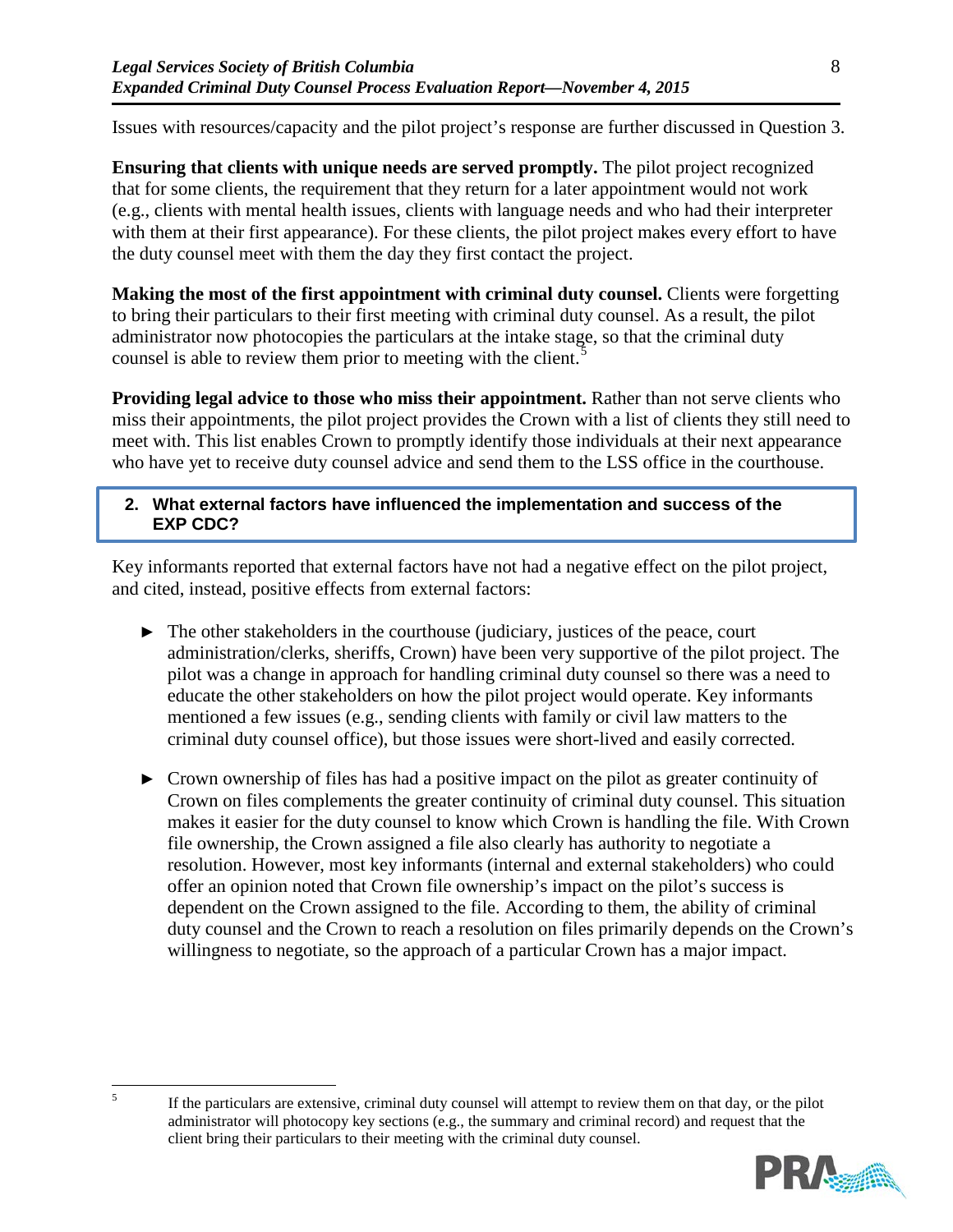Issues with resources/capacity and the pilot project's response are further discussed in Question 3.

**Ensuring that clients with unique needs are served promptly.** The pilot project recognized that for some clients, the requirement that they return for a later appointment would not work (e.g., clients with mental health issues, clients with language needs and who had their interpreter with them at their first appearance). For these clients, the pilot project makes every effort to have the duty counsel meet with them the day they first contact the project.

**Making the most of the first appointment with criminal duty counsel.** Clients were forgetting to bring their particulars to their first meeting with criminal duty counsel. As a result, the pilot administrator now photocopies the particulars at the intake stage, so that the criminal duty counsel is able to review them prior to meeting with the client.[5]

**Providing legal advice to those who miss their appointment.** Rather than not serve clients who miss their appointments, the pilot project provides the Crown with a list of clients they still need to meet with. This list enables Crown to promptly identify those individuals at their next appearance who have yet to receive duty counsel advice and send them to the LSS office in the courthouse.

### 2. What external factors have influenced the implementation and success of the EXP CDC?

Key informants reported that external factors have not had a negative effect on the pilot project, and cited, instead, positive effects from external factors:

- The other stakeholders in the courthouse (judiciary, justices of the peace, court administration/clerks, sheriffs, Crown) have been very supportive of the pilot project. The pilot was a change in approach for handling criminal duty counsel so there was a need to educate the other stakeholders on how the pilot project would operate. Key informants mentioned a few issues (e.g., sending clients with family or civil law matters to the criminal duty counsel office), but those issues were short-lived and easily corrected.

- Crown ownership of files has had a positive impact on the pilot as greater continuity of Crown on files complements the greater continuity of criminal duty counsel. This situation makes it easier for the duty counsel to know which Crown is handling the file. With Crown file ownership, the Crown assigned a file also clearly has authority to negotiate a resolution. However, most key informants (internal and external stakeholders) who could offer an opinion noted that Crown file ownership's impact on the pilot's success is dependent on the Crown assigned to the file. According to them, the ability of criminal duty counsel and the Crown to reach a resolution on files primarily depends on the Crown's willingness to negotiate, so the approach of a particular Crown has a major impact.

---

[5] If the particulars are extensive, criminal duty counsel will attempt to review them on that day, or the pilot administrator will photocopy key sections (e.g., the summary and criminal record) and request that the client bring their particulars to their meeting with the criminal duty counsel.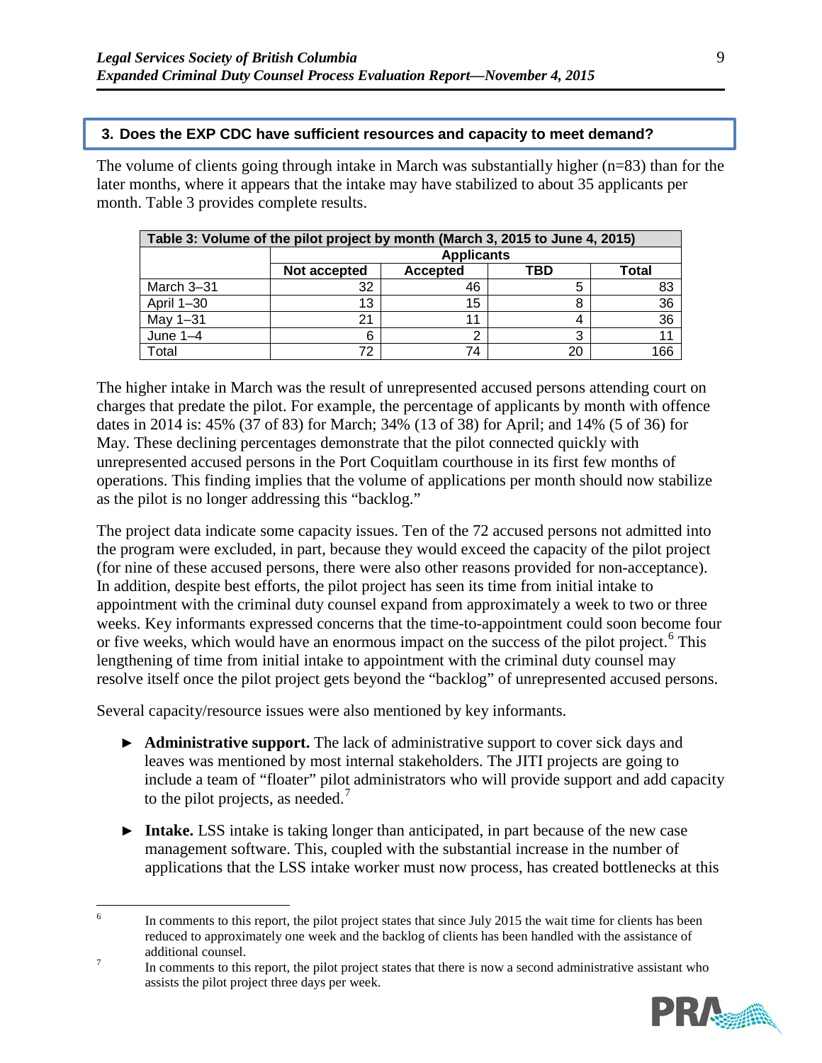### 3. Does the EXP CDC have sufficient resources and capacity to meet demand?

The volume of clients going through intake in March was substantially higher (n=83) than for the later months, where it appears that the intake may have stabilized to about 35 applicants per month. Table 3 provides complete results.

| Table 3: Volume of the pilot project by month (March 3, 2015 to June 4, 2015) | | | | |
|---|---|---|---|---|
| | Applicants | | | |
| | Not accepted | Accepted | TBD | Total |
| March 3–31 | 32 | 46 | 5 | 83 |
| April 1–30 | 13 | 15 | 8 | 36 |
| May 1–31 | 21 | 11 | 4 | 36 |
| June 1–4 | 6 | 2 | 3 | 11 |
| Total | 72 | 74 | 20 | 166 |

The higher intake in March was the result of unrepresented accused persons attending court on charges that predate the pilot. For example, the percentage of applicants by month with offence dates in 2014 is: 45% (37 of 83) for March; 34% (13 of 38) for April; and 14% (5 of 36) for May. These declining percentages demonstrate that the pilot connected quickly with unrepresented accused persons in the Port Coquitlam courthouse in its first few months of operations. This finding implies that the volume of applications per month should now stabilize as the pilot is no longer addressing this "backlog."

The project data indicate some capacity issues. Ten of the 72 accused persons not admitted into the program were excluded, in part, because they would exceed the capacity of the pilot project (for nine of these accused persons, there were also other reasons provided for non-acceptance). In addition, despite best efforts, the pilot project has seen its time from initial intake to appointment with the criminal duty counsel expand from approximately a week to two or three weeks. Key informants expressed concerns that the time-to-appointment could soon become four or five weeks, which would have an enormous impact on the success of the pilot project.[6] This lengthening of time from initial intake to appointment with the criminal duty counsel may resolve itself once the pilot project gets beyond the "backlog" of unrepresented accused persons.

Several capacity/resource issues were also mentioned by key informants.

- **Administrative support.** The lack of administrative support to cover sick days and leaves was mentioned by most internal stakeholders. The JITI projects are going to include a team of "floater" pilot administrators who will provide support and add capacity to the pilot projects, as needed.[7]
- **Intake.** LSS intake is taking longer than anticipated, in part because of the new case management software. This, coupled with the substantial increase in the number of applications that the LSS intake worker must now process, has created bottlenecks at this

---

[6] In comments to this report, the pilot project states that since July 2015 the wait time for clients has been reduced to approximately one week and the backlog of clients has been handled with the assistance of additional counsel.

[7] In comments to this report, the pilot project states that there is now a second administrative assistant who assists the pilot project three days per week.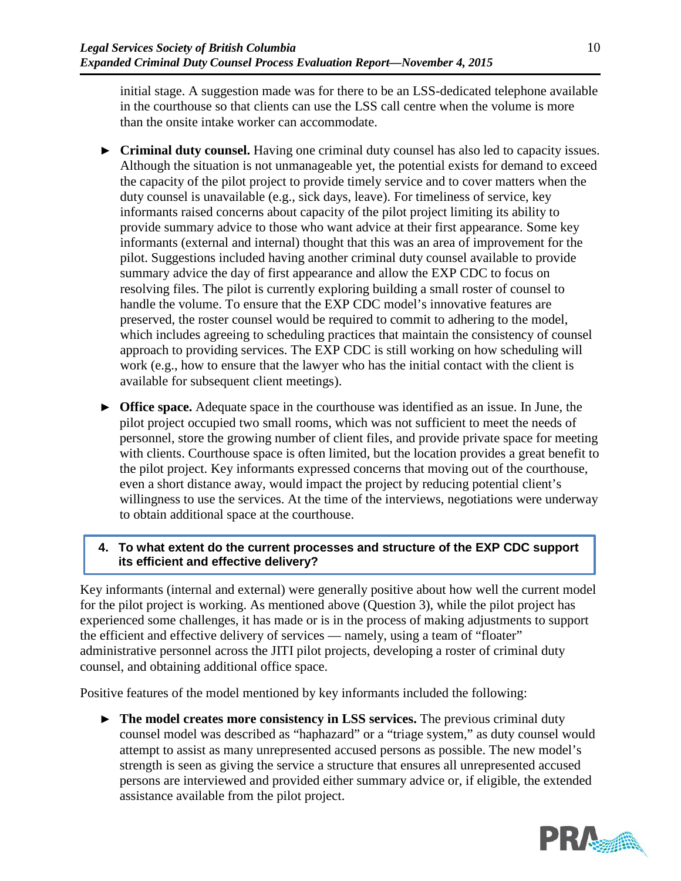initial stage. A suggestion made was for there to be an LSS-dedicated telephone available in the courthouse so that clients can use the LSS call centre when the volume is more than the onsite intake worker can accommodate.

- **Criminal duty counsel.** Having one criminal duty counsel has also led to capacity issues. Although the situation is not unmanageable yet, the potential exists for demand to exceed the capacity of the pilot project to provide timely service and to cover matters when the duty counsel is unavailable (e.g., sick days, leave). For timeliness of service, key informants raised concerns about capacity of the pilot project limiting its ability to provide summary advice to those who want advice at their first appearance. Some key informants (external and internal) thought that this was an area of improvement for the pilot. Suggestions included having another criminal duty counsel available to provide summary advice the day of first appearance and allow the EXP CDC to focus on resolving files. The pilot is currently exploring building a small roster of counsel to handle the volume. To ensure that the EXP CDC model's innovative features are preserved, the roster counsel would be required to commit to adhering to the model, which includes agreeing to scheduling practices that maintain the consistency of counsel approach to providing services. The EXP CDC is still working on how scheduling will work (e.g., how to ensure that the lawyer who has the initial contact with the client is available for subsequent client meetings).

- **Office space.** Adequate space in the courthouse was identified as an issue. In June, the pilot project occupied two small rooms, which was not sufficient to meet the needs of personnel, store the growing number of client files, and provide private space for meeting with clients. Courthouse space is often limited, but the location provides a great benefit to the pilot project. Key informants expressed concerns that moving out of the courthouse, even a short distance away, would impact the project by reducing potential client's willingness to use the services. At the time of the interviews, negotiations were underway to obtain additional space at the courthouse.

### 4. To what extent do the current processes and structure of the EXP CDC support its efficient and effective delivery?

Key informants (internal and external) were generally positive about how well the current model for the pilot project is working. As mentioned above (Question 3), while the pilot project has experienced some challenges, it has made or is in the process of making adjustments to support the efficient and effective delivery of services — namely, using a team of "floater" administrative personnel across the JITI pilot projects, developing a roster of criminal duty counsel, and obtaining additional office space.

Positive features of the model mentioned by key informants included the following:

- **The model creates more consistency in LSS services.** The previous criminal duty counsel model was described as "haphazard" or a "triage system," as duty counsel would attempt to assist as many unrepresented accused persons as possible. The new model's strength is seen as giving the service a structure that ensures all unrepresented accused persons are interviewed and provided either summary advice or, if eligible, the extended assistance available from the pilot project.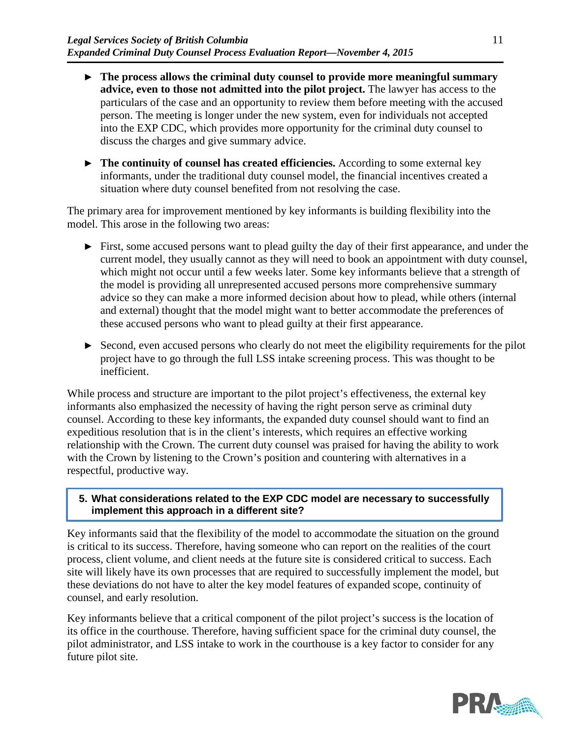- **The process allows the criminal duty counsel to provide more meaningful summary advice, even to those not admitted into the pilot project.** The lawyer has access to the particulars of the case and an opportunity to review them before meeting with the accused person. The meeting is longer under the new system, even for individuals not accepted into the EXP CDC, which provides more opportunity for the criminal duty counsel to discuss the charges and give summary advice.

- **The continuity of counsel has created efficiencies.** According to some external key informants, under the traditional duty counsel model, the financial incentives created a situation where duty counsel benefited from not resolving the case.

The primary area for improvement mentioned by key informants is building flexibility into the model. This arose in the following two areas:

- First, some accused persons want to plead guilty the day of their first appearance, and under the current model, they usually cannot as they will need to book an appointment with duty counsel, which might not occur until a few weeks later. Some key informants believe that a strength of the model is providing all unrepresented accused persons more comprehensive summary advice so they can make a more informed decision about how to plead, while others (internal and external) thought that the model might want to better accommodate the preferences of these accused persons who want to plead guilty at their first appearance.

- Second, even accused persons who clearly do not meet the eligibility requirements for the pilot project have to go through the full LSS intake screening process. This was thought to be inefficient.

While process and structure are important to the pilot project's effectiveness, the external key informants also emphasized the necessity of having the right person serve as criminal duty counsel. According to these key informants, the expanded duty counsel should want to find an expeditious resolution that is in the client's interests, which requires an effective working relationship with the Crown. The current duty counsel was praised for having the ability to work with the Crown by listening to the Crown's position and countering with alternatives in a respectful, productive way.

### 5. What considerations related to the EXP CDC model are necessary to successfully implement this approach in a different site?

Key informants said that the flexibility of the model to accommodate the situation on the ground is critical to its success. Therefore, having someone who can report on the realities of the court process, client volume, and client needs at the future site is considered critical to success. Each site will likely have its own processes that are required to successfully implement the model, but these deviations do not have to alter the key model features of expanded scope, continuity of counsel, and early resolution.

Key informants believe that a critical component of the pilot project's success is the location of its office in the courthouse. Therefore, having sufficient space for the criminal duty counsel, the pilot administrator, and LSS intake to work in the courthouse is a key factor to consider for any future pilot site.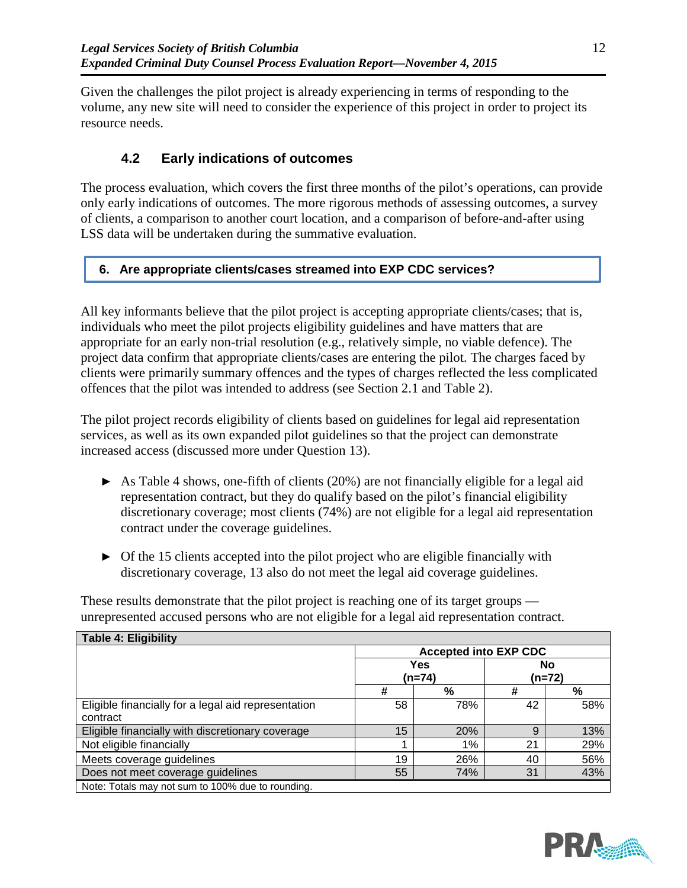Given the challenges the pilot project is already experiencing in terms of responding to the volume, any new site will need to consider the experience of this project in order to project its resource needs.

### 4.2 Early indications of outcomes

The process evaluation, which covers the first three months of the pilot's operations, can provide only early indications of outcomes. The more rigorous methods of assessing outcomes, a survey of clients, a comparison to another court location, and a comparison of before-and-after using LSS data will be undertaken during the summative evaluation.

**6. Are appropriate clients/cases streamed into EXP CDC services?**

All key informants believe that the pilot project is accepting appropriate clients/cases; that is, individuals who meet the pilot projects eligibility guidelines and have matters that are appropriate for an early non-trial resolution (e.g., relatively simple, no viable defence). The project data confirm that appropriate clients/cases are entering the pilot. The charges faced by clients were primarily summary offences and the types of charges reflected the less complicated offences that the pilot was intended to address (see Section 2.1 and Table 2).

The pilot project records eligibility of clients based on guidelines for legal aid representation services, as well as its own expanded pilot guidelines so that the project can demonstrate increased access (discussed more under Question 13).

- As Table 4 shows, one-fifth of clients (20%) are not financially eligible for a legal aid representation contract, but they do qualify based on the pilot's financial eligibility discretionary coverage; most clients (74%) are not eligible for a legal aid representation contract under the coverage guidelines.
- Of the 15 clients accepted into the pilot project who are eligible financially with discretionary coverage, 13 also do not meet the legal aid coverage guidelines.

These results demonstrate that the pilot project is reaching one of its target groups — unrepresented accused persons who are not eligible for a legal aid representation contract.

**Table 4: Eligibility**

| | Accepted into EXP CDC | | | |
|---|---|---|---|---|
| | Yes (n=74) | | No (n=72) | |
| | # | % | # | % |
| Eligible financially for a legal aid representation contract | 58 | 78% | 42 | 58% |
| Eligible financially with discretionary coverage | 15 | 20% | 9 | 13% |
| Not eligible financially | 1 | 1% | 21 | 29% |
| Meets coverage guidelines | 19 | 26% | 40 | 56% |
| Does not meet coverage guidelines | 55 | 74% | 31 | 43% |

Note: Totals may not sum to 100% due to rounding.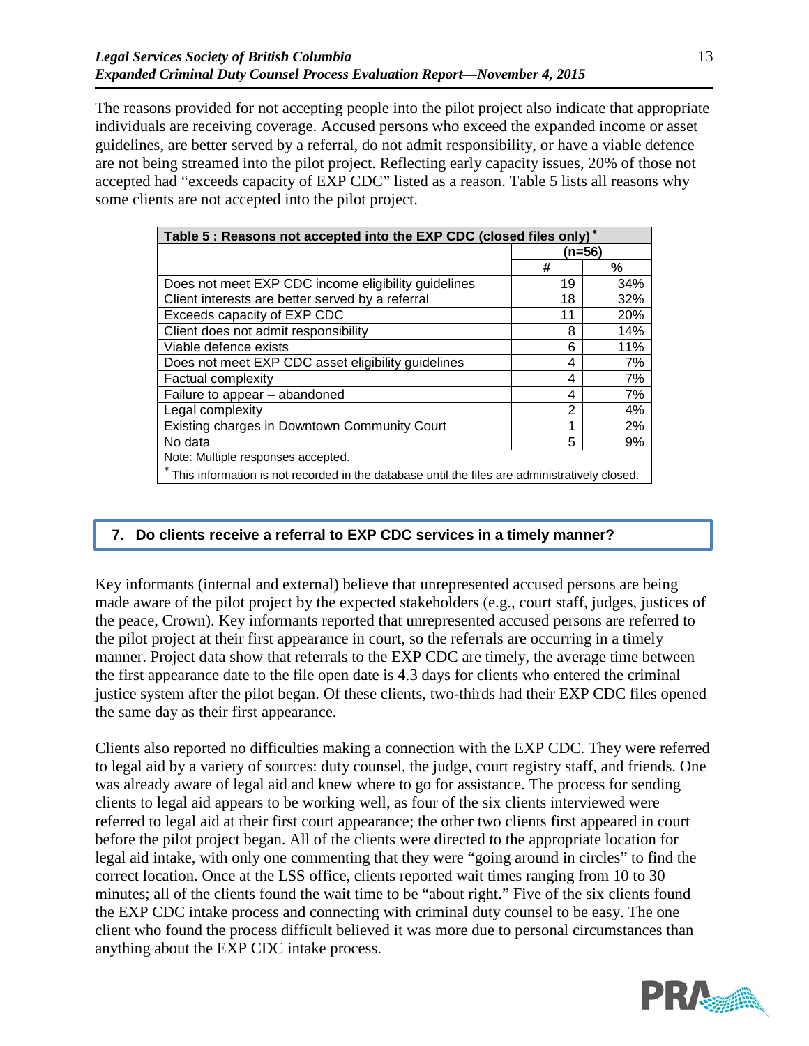The reasons provided for not accepting people into the pilot project also indicate that appropriate individuals are receiving coverage. Accused persons who exceed the expanded income or asset guidelines, are better served by a referral, do not admit responsibility, or have a viable defence are not being streamed into the pilot project. Reflecting early capacity issues, 20% of those not accepted had "exceeds capacity of EXP CDC" listed as a reason. Table 5 lists all reasons why some clients are not accepted into the pilot project.

| Table 5 : Reasons not accepted into the EXP CDC (closed files only) * | (n=56) | |
|---|---|---|
| | # | % |
| Does not meet EXP CDC income eligibility guidelines | 19 | 34% |
| Client interests are better served by a referral | 18 | 32% |
| Exceeds capacity of EXP CDC | 11 | 20% |
| Client does not admit responsibility | 8 | 14% |
| Viable defence exists | 6 | 11% |
| Does not meet EXP CDC asset eligibility guidelines | 4 | 7% |
| Factual complexity | 4 | 7% |
| Failure to appear – abandoned | 4 | 7% |
| Legal complexity | 2 | 4% |
| Existing charges in Downtown Community Court | 1 | 2% |
| No data | 5 | 9% |

Note: Multiple responses accepted.

* This information is not recorded in the database until the files are administratively closed.

## 7. Do clients receive a referral to EXP CDC services in a timely manner?

Key informants (internal and external) believe that unrepresented accused persons are being made aware of the pilot project by the expected stakeholders (e.g., court staff, judges, justices of the peace, Crown). Key informants reported that unrepresented accused persons are referred to the pilot project at their first appearance in court, so the referrals are occurring in a timely manner. Project data show that referrals to the EXP CDC are timely, the average time between the first appearance date to the file open date is 4.3 days for clients who entered the criminal justice system after the pilot began. Of these clients, two-thirds had their EXP CDC files opened the same day as their first appearance.

Clients also reported no difficulties making a connection with the EXP CDC. They were referred to legal aid by a variety of sources: duty counsel, the judge, court registry staff, and friends. One was already aware of legal aid and knew where to go for assistance. The process for sending clients to legal aid appears to be working well, as four of the six clients interviewed were referred to legal aid at their first court appearance; the other two clients first appeared in court before the pilot project began. All of the clients were directed to the appropriate location for legal aid intake, with only one commenting that they were "going around in circles" to find the correct location. Once at the LSS office, clients reported wait times ranging from 10 to 30 minutes; all of the clients found the wait time to be "about right." Five of the six clients found the EXP CDC intake process and connecting with criminal duty counsel to be easy. The one client who found the process difficult believed it was more due to personal circumstances than anything about the EXP CDC intake process.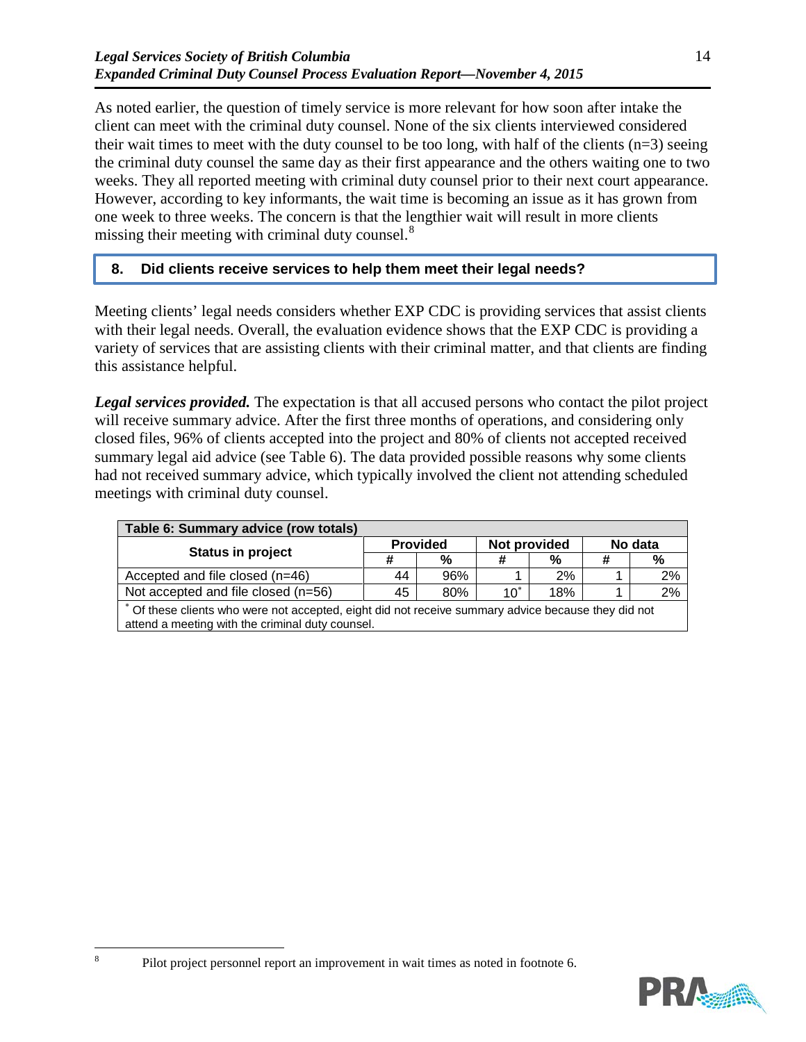As noted earlier, the question of timely service is more relevant for how soon after intake the client can meet with the criminal duty counsel. None of the six clients interviewed considered their wait times to meet with the duty counsel to be too long, with half of the clients (n=3) seeing the criminal duty counsel the same day as their first appearance and the others waiting one to two weeks. They all reported meeting with criminal duty counsel prior to their next court appearance. However, according to key informants, the wait time is becoming an issue as it has grown from one week to three weeks. The concern is that the lengthier wait will result in more clients missing their meeting with criminal duty counsel.[8]

## 8. Did clients receive services to help them meet their legal needs?

Meeting clients' legal needs considers whether EXP CDC is providing services that assist clients with their legal needs. Overall, the evaluation evidence shows that the EXP CDC is providing a variety of services that are assisting clients with their criminal matter, and that clients are finding this assistance helpful.

***Legal services provided.*** The expectation is that all accused persons who contact the pilot project will receive summary advice. After the first three months of operations, and considering only closed files, 96% of clients accepted into the project and 80% of clients not accepted received summary legal aid advice (see Table 6). The data provided possible reasons why some clients had not received summary advice, which typically involved the client not attending scheduled meetings with criminal duty counsel.

**Table 6: Summary advice (row totals)**

| Status in project | Provided | | Not provided | | No data | |
|---|---|---|---|---|---|---|
| | # | % | # | % | # | % |
| Accepted and file closed (n=46) | 44 | 96% | 1 | 2% | 1 | 2% |
| Not accepted and file closed (n=56) | 45 | 80% | 10* | 18% | 1 | 2% |

\* Of these clients who were not accepted, eight did not receive summary advice because they did not attend a meeting with the criminal duty counsel.

[8] Pilot project personnel report an improvement in wait times as noted in footnote 6.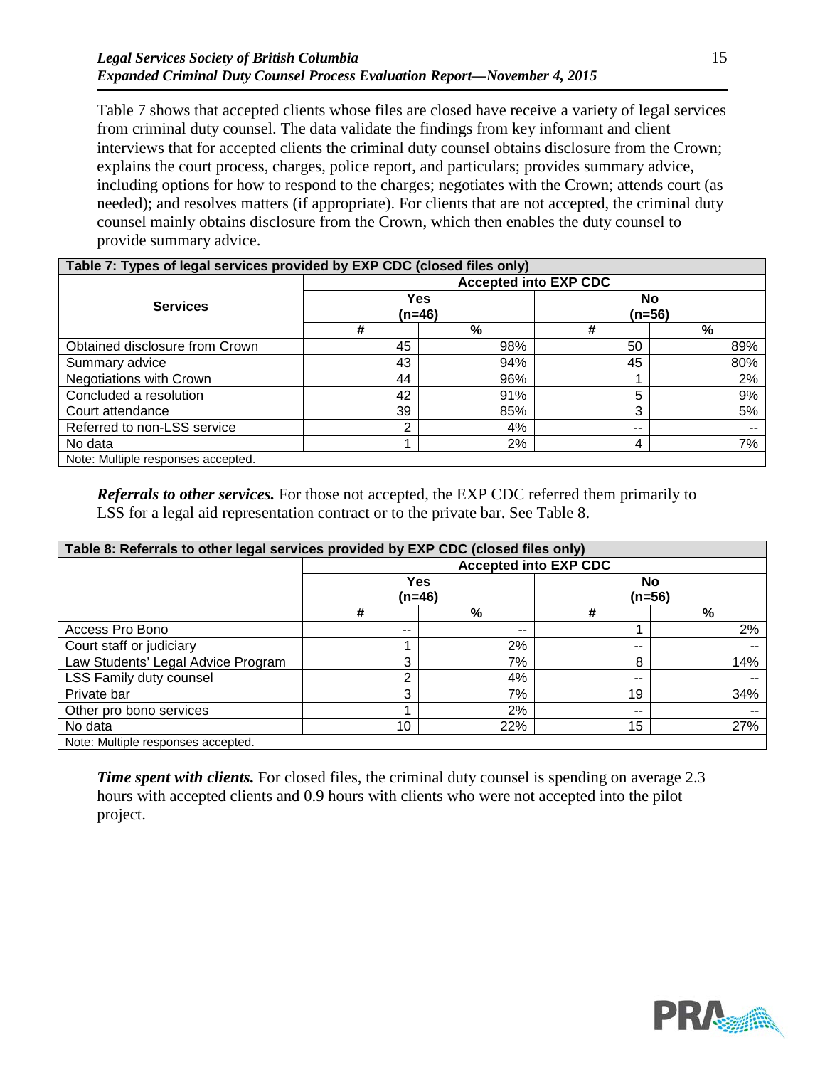Table 7 shows that accepted clients whose files are closed have receive a variety of legal services from criminal duty counsel. The data validate the findings from key informant and client interviews that for accepted clients the criminal duty counsel obtains disclosure from the Crown; explains the court process, charges, police report, and particulars; provides summary advice, including options for how to respond to the charges; negotiates with the Crown; attends court (as needed); and resolves matters (if appropriate). For clients that are not accepted, the criminal duty counsel mainly obtains disclosure from the Crown, which then enables the duty counsel to provide summary advice.

**Table 7: Types of legal services provided by EXP CDC (closed files only)**

| Services | Accepted into EXP CDC | | | |
|---|---|---|---|---|
| | Yes (n=46) | | No (n=56) | |
| | # | % | # | % |
| Obtained disclosure from Crown | 45 | 98% | 50 | 89% |
| Summary advice | 43 | 94% | 45 | 80% |
| Negotiations with Crown | 44 | 96% | 1 | 2% |
| Concluded a resolution | 42 | 91% | 5 | 9% |
| Court attendance | 39 | 85% | 3 | 5% |
| Referred to non-LSS service | 2 | 4% | -- | -- |
| No data | 1 | 2% | 4 | 7% |

Note: Multiple responses accepted.

***Referrals to other services.*** For those not accepted, the EXP CDC referred them primarily to LSS for a legal aid representation contract or to the private bar. See Table 8.

**Table 8: Referrals to other legal services provided by EXP CDC (closed files only)**

| | Accepted into EXP CDC | | | |
|---|---|---|---|---|
| | Yes (n=46) | | No (n=56) | |
| | # | % | # | % |
| Access Pro Bono | -- | -- | 1 | 2% |
| Court staff or judiciary | 1 | 2% | -- | -- |
| Law Students' Legal Advice Program | 3 | 7% | 8 | 14% |
| LSS Family duty counsel | 2 | 4% | -- | -- |
| Private bar | 3 | 7% | 19 | 34% |
| Other pro bono services | 1 | 2% | -- | -- |
| No data | 10 | 22% | 15 | 27% |

Note: Multiple responses accepted.

***Time spent with clients.*** For closed files, the criminal duty counsel is spending on average 2.3 hours with accepted clients and 0.9 hours with clients who were not accepted into the pilot project.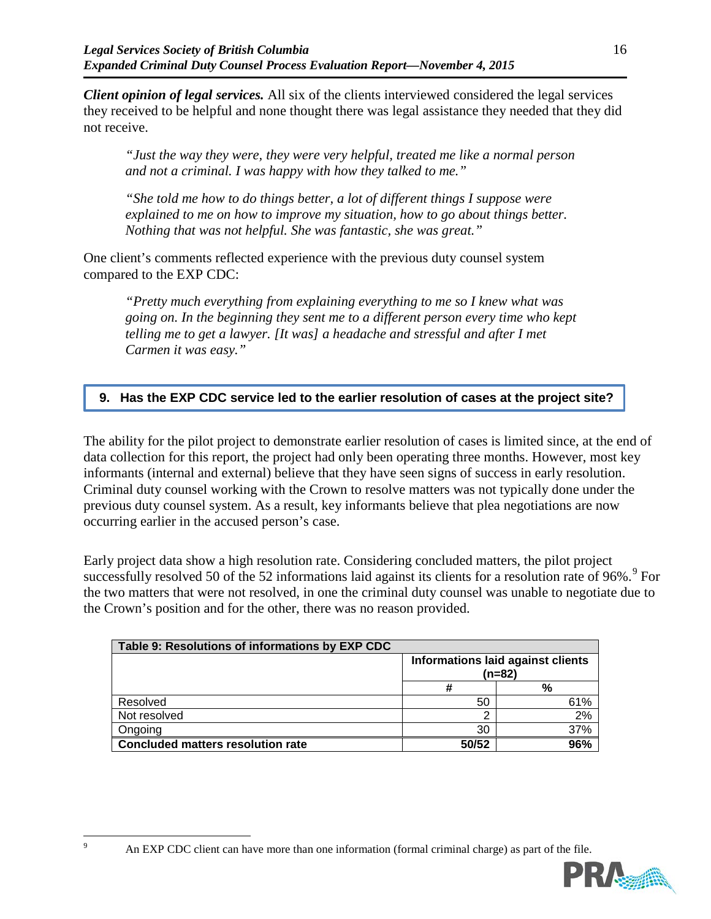***Client opinion of legal services.*** All six of the clients interviewed considered the legal services they received to be helpful and none thought there was legal assistance they needed that they did not receive.

> *"Just the way they were, they were very helpful, treated me like a normal person and not a criminal. I was happy with how they talked to me."*

> *"She told me how to do things better, a lot of different things I suppose were explained to me on how to improve my situation, how to go about things better. Nothing that was not helpful. She was fantastic, she was great."*

One client's comments reflected experience with the previous duty counsel system compared to the EXP CDC:

> *"Pretty much everything from explaining everything to me so I knew what was going on. In the beginning they sent me to a different person every time who kept telling me to get a lawyer. [It was] a headache and stressful and after I met Carmen it was easy."*

### 9. Has the EXP CDC service led to the earlier resolution of cases at the project site?

The ability for the pilot project to demonstrate earlier resolution of cases is limited since, at the end of data collection for this report, the project had only been operating three months. However, most key informants (internal and external) believe that they have seen signs of success in early resolution. Criminal duty counsel working with the Crown to resolve matters was not typically done under the previous duty counsel system. As a result, key informants believe that plea negotiations are now occurring earlier in the accused person's case.

Early project data show a high resolution rate. Considering concluded matters, the pilot project successfully resolved 50 of the 52 informations laid against its clients for a resolution rate of 96%.[9] For the two matters that were not resolved, in one the criminal duty counsel was unable to negotiate due to the Crown's position and for the other, there was no reason provided.

| Table 9: Resolutions of informations by EXP CDC | | |
|---|---|---|
| | Informations laid against clients (n=82) | |
| | # | % |
| Resolved | 50 | 61% |
| Not resolved | 2 | 2% |
| Ongoing | 30 | 37% |
| **Concluded matters resolution rate** | **50/52** | **96%** |

[9] An EXP CDC client can have more than one information (formal criminal charge) as part of the file.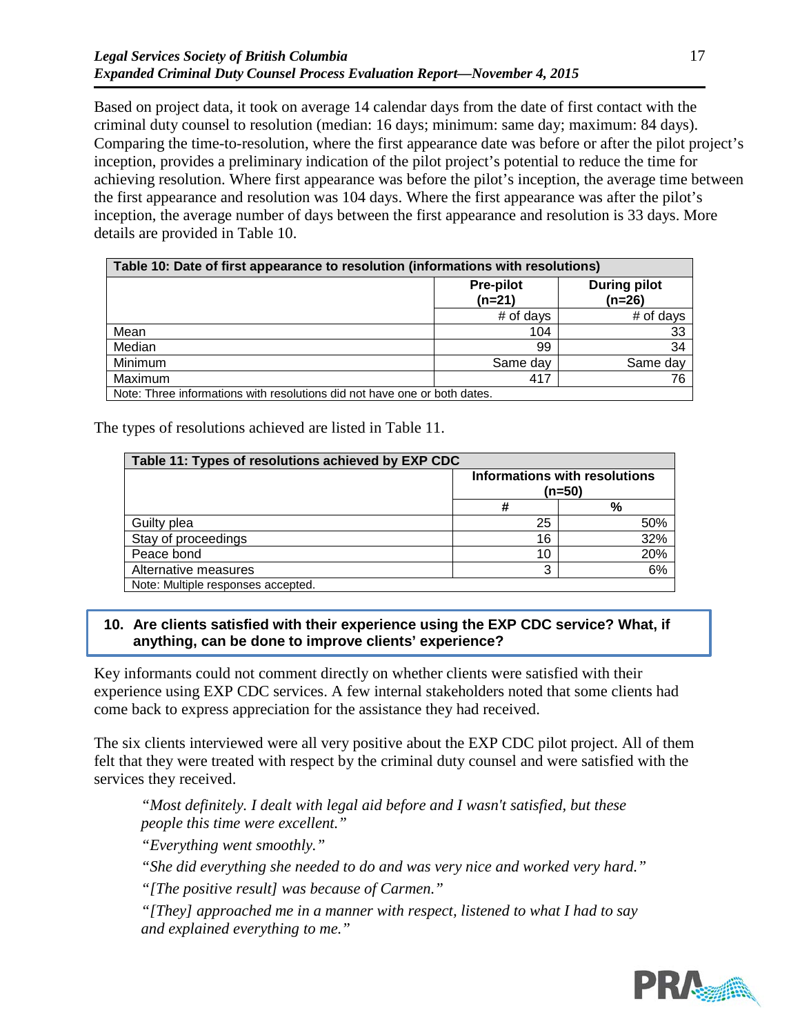Based on project data, it took on average 14 calendar days from the date of first contact with the criminal duty counsel to resolution (median: 16 days; minimum: same day; maximum: 84 days). Comparing the time-to-resolution, where the first appearance date was before or after the pilot project's inception, provides a preliminary indication of the pilot project's potential to reduce the time for achieving resolution. Where first appearance was before the pilot's inception, the average time between the first appearance and resolution was 104 days. Where the first appearance was after the pilot's inception, the average number of days between the first appearance and resolution is 33 days. More details are provided in Table 10.

**Table 10: Date of first appearance to resolution (informations with resolutions)**

| | Pre-pilot (n=21) | During pilot (n=26) |
|---|---|---|
| | # of days | # of days |
| Mean | 104 | 33 |
| Median | 99 | 34 |
| Minimum | Same day | Same day |
| Maximum | 417 | 76 |

Note: Three informations with resolutions did not have one or both dates.

The types of resolutions achieved are listed in Table 11.

**Table 11: Types of resolutions achieved by EXP CDC**

| | Informations with resolutions (n=50) | |
|---|---|---|
| | # | % |
| Guilty plea | 25 | 50% |
| Stay of proceedings | 16 | 32% |
| Peace bond | 10 | 20% |
| Alternative measures | 3 | 6% |

Note: Multiple responses accepted.

### 10. Are clients satisfied with their experience using the EXP CDC service? What, if anything, can be done to improve clients' experience?

Key informants could not comment directly on whether clients were satisfied with their experience using EXP CDC services. A few internal stakeholders noted that some clients had come back to express appreciation for the assistance they had received.

The six clients interviewed were all very positive about the EXP CDC pilot project. All of them felt that they were treated with respect by the criminal duty counsel and were satisfied with the services they received.

> *"Most definitely. I dealt with legal aid before and I wasn't satisfied, but these people this time were excellent."*
>
> *"Everything went smoothly."*
>
> *"She did everything she needed to do and was very nice and worked very hard."*
>
> *"[The positive result] was because of Carmen."*
>
> *"[They] approached me in a manner with respect, listened to what I had to say and explained everything to me."*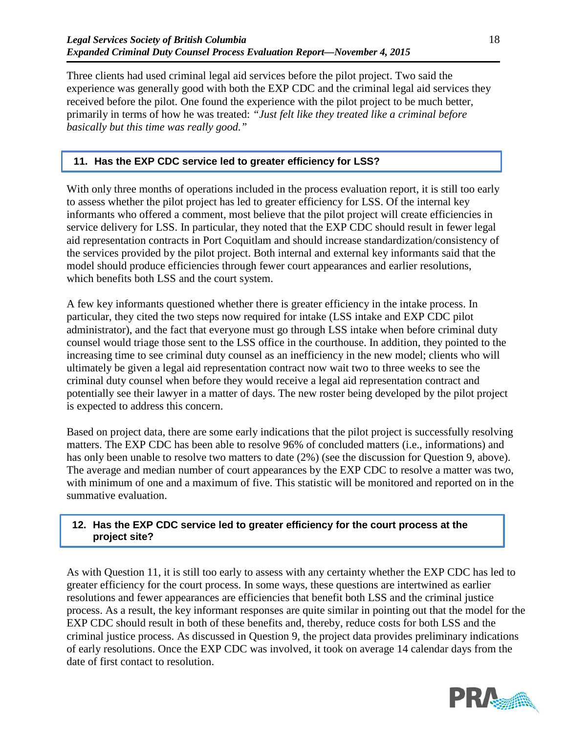Three clients had used criminal legal aid services before the pilot project. Two said the experience was generally good with both the EXP CDC and the criminal legal aid services they received before the pilot. One found the experience with the pilot project to be much better, primarily in terms of how he was treated: *"Just felt like they treated like a criminal before basically but this time was really good."*

### 11. Has the EXP CDC service led to greater efficiency for LSS?

With only three months of operations included in the process evaluation report, it is still too early to assess whether the pilot project has led to greater efficiency for LSS. Of the internal key informants who offered a comment, most believe that the pilot project will create efficiencies in service delivery for LSS. In particular, they noted that the EXP CDC should result in fewer legal aid representation contracts in Port Coquitlam and should increase standardization/consistency of the services provided by the pilot project. Both internal and external key informants said that the model should produce efficiencies through fewer court appearances and earlier resolutions, which benefits both LSS and the court system.

A few key informants questioned whether there is greater efficiency in the intake process. In particular, they cited the two steps now required for intake (LSS intake and EXP CDC pilot administrator), and the fact that everyone must go through LSS intake when before criminal duty counsel would triage those sent to the LSS office in the courthouse. In addition, they pointed to the increasing time to see criminal duty counsel as an inefficiency in the new model; clients who will ultimately be given a legal aid representation contract now wait two to three weeks to see the criminal duty counsel when before they would receive a legal aid representation contract and potentially see their lawyer in a matter of days. The new roster being developed by the pilot project is expected to address this concern.

Based on project data, there are some early indications that the pilot project is successfully resolving matters. The EXP CDC has been able to resolve 96% of concluded matters (i.e., informations) and has only been unable to resolve two matters to date (2%) (see the discussion for Question 9, above). The average and median number of court appearances by the EXP CDC to resolve a matter was two, with minimum of one and a maximum of five. This statistic will be monitored and reported on in the summative evaluation.

### 12. Has the EXP CDC service led to greater efficiency for the court process at the project site?

As with Question 11, it is still too early to assess with any certainty whether the EXP CDC has led to greater efficiency for the court process. In some ways, these questions are intertwined as earlier resolutions and fewer appearances are efficiencies that benefit both LSS and the criminal justice process. As a result, the key informant responses are quite similar in pointing out that the model for the EXP CDC should result in both of these benefits and, thereby, reduce costs for both LSS and the criminal justice process. As discussed in Question 9, the project data provides preliminary indications of early resolutions. Once the EXP CDC was involved, it took on average 14 calendar days from the date of first contact to resolution.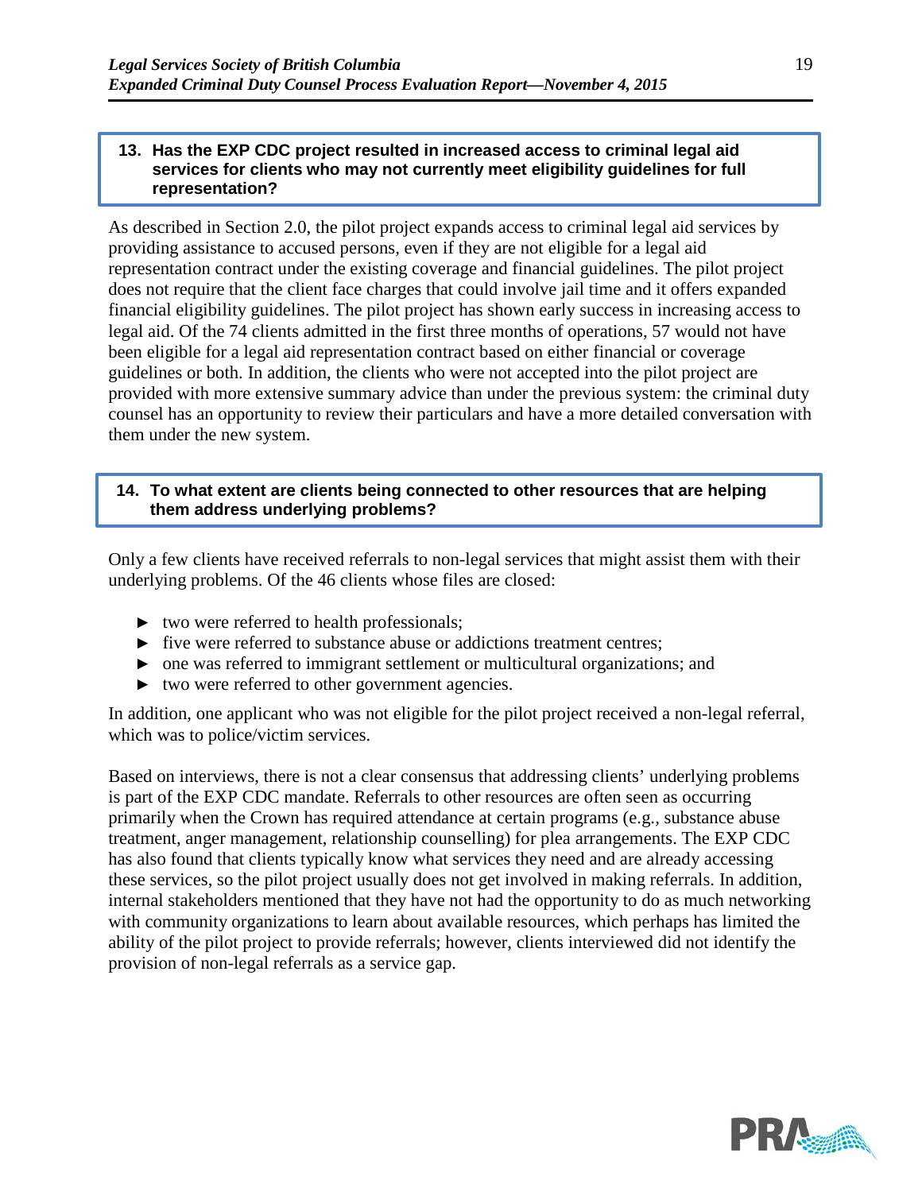### 13. Has the EXP CDC project resulted in increased access to criminal legal aid services for clients who may not currently meet eligibility guidelines for full representation?

As described in Section 2.0, the pilot project expands access to criminal legal aid services by providing assistance to accused persons, even if they are not eligible for a legal aid representation contract under the existing coverage and financial guidelines. The pilot project does not require that the client face charges that could involve jail time and it offers expanded financial eligibility guidelines. The pilot project has shown early success in increasing access to legal aid. Of the 74 clients admitted in the first three months of operations, 57 would not have been eligible for a legal aid representation contract based on either financial or coverage guidelines or both. In addition, the clients who were not accepted into the pilot project are provided with more extensive summary advice than under the previous system: the criminal duty counsel has an opportunity to review their particulars and have a more detailed conversation with them under the new system.

### 14. To what extent are clients being connected to other resources that are helping them address underlying problems?

Only a few clients have received referrals to non-legal services that might assist them with their underlying problems. Of the 46 clients whose files are closed:

- two were referred to health professionals;
- five were referred to substance abuse or addictions treatment centres;
- one was referred to immigrant settlement or multicultural organizations; and
- two were referred to other government agencies.

In addition, one applicant who was not eligible for the pilot project received a non-legal referral, which was to police/victim services.

Based on interviews, there is not a clear consensus that addressing clients' underlying problems is part of the EXP CDC mandate. Referrals to other resources are often seen as occurring primarily when the Crown has required attendance at certain programs (e.g., substance abuse treatment, anger management, relationship counselling) for plea arrangements. The EXP CDC has also found that clients typically know what services they need and are already accessing these services, so the pilot project usually does not get involved in making referrals. In addition, internal stakeholders mentioned that they have not had the opportunity to do as much networking with community organizations to learn about available resources, which perhaps has limited the ability of the pilot project to provide referrals; however, clients interviewed did not identify the provision of non-legal referrals as a service gap.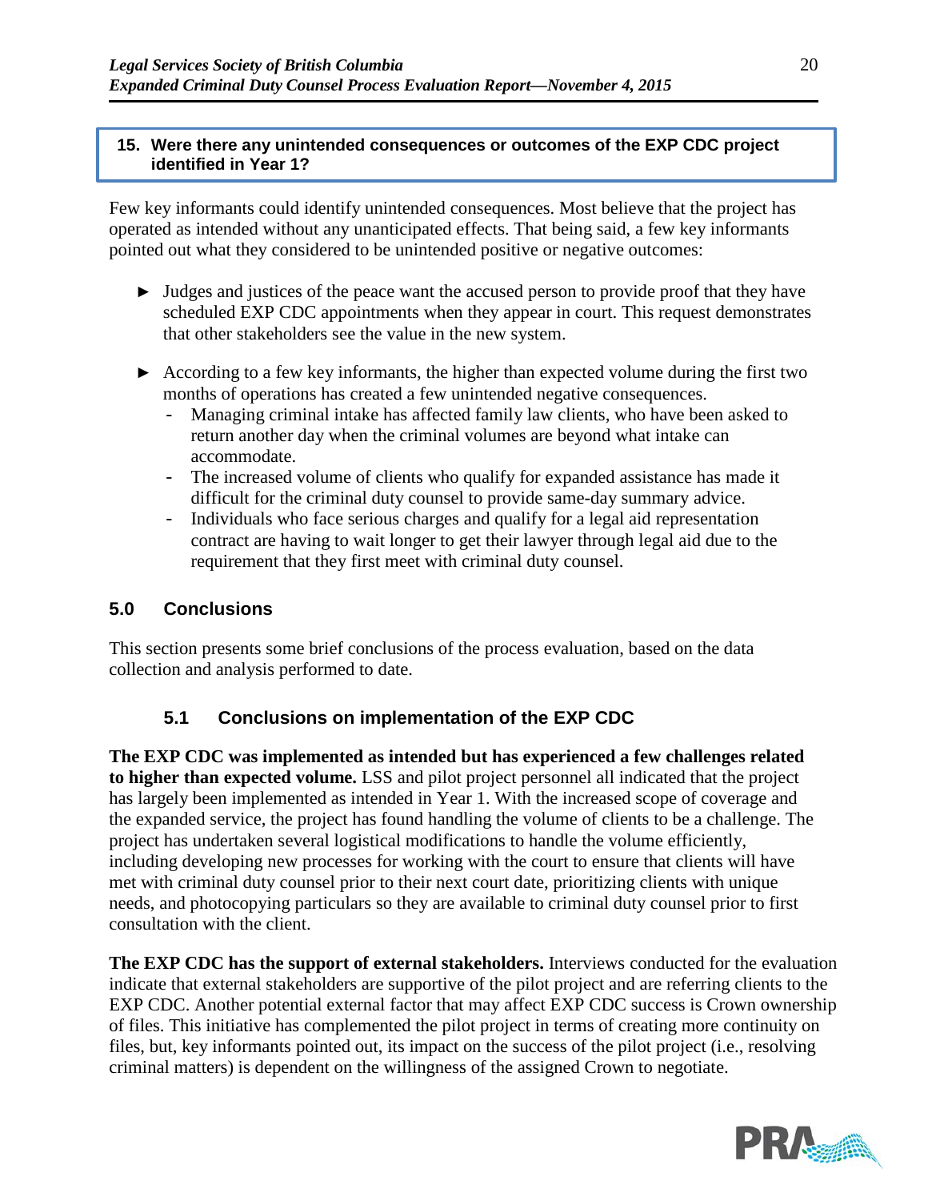**15. Were there any unintended consequences or outcomes of the EXP CDC project identified in Year 1?**

Few key informants could identify unintended consequences. Most believe that the project has operated as intended without any unanticipated effects. That being said, a few key informants pointed out what they considered to be unintended positive or negative outcomes:

- Judges and justices of the peace want the accused person to provide proof that they have scheduled EXP CDC appointments when they appear in court. This request demonstrates that other stakeholders see the value in the new system.
- According to a few key informants, the higher than expected volume during the first two months of operations has created a few unintended negative consequences.
  - Managing criminal intake has affected family law clients, who have been asked to return another day when the criminal volumes are beyond what intake can accommodate.
  - The increased volume of clients who qualify for expanded assistance has made it difficult for the criminal duty counsel to provide same-day summary advice.
  - Individuals who face serious charges and qualify for a legal aid representation contract are having to wait longer to get their lawyer through legal aid due to the requirement that they first meet with criminal duty counsel.

## 5.0 Conclusions

This section presents some brief conclusions of the process evaluation, based on the data collection and analysis performed to date.

### 5.1 Conclusions on implementation of the EXP CDC

**The EXP CDC was implemented as intended but has experienced a few challenges related to higher than expected volume.** LSS and pilot project personnel all indicated that the project has largely been implemented as intended in Year 1. With the increased scope of coverage and the expanded service, the project has found handling the volume of clients to be a challenge. The project has undertaken several logistical modifications to handle the volume efficiently, including developing new processes for working with the court to ensure that clients will have met with criminal duty counsel prior to their next court date, prioritizing clients with unique needs, and photocopying particulars so they are available to criminal duty counsel prior to first consultation with the client.

**The EXP CDC has the support of external stakeholders.** Interviews conducted for the evaluation indicate that external stakeholders are supportive of the pilot project and are referring clients to the EXP CDC. Another potential external factor that may affect EXP CDC success is Crown ownership of files. This initiative has complemented the pilot project in terms of creating more continuity on files, but, key informants pointed out, its impact on the success of the pilot project (i.e., resolving criminal matters) is dependent on the willingness of the assigned Crown to negotiate.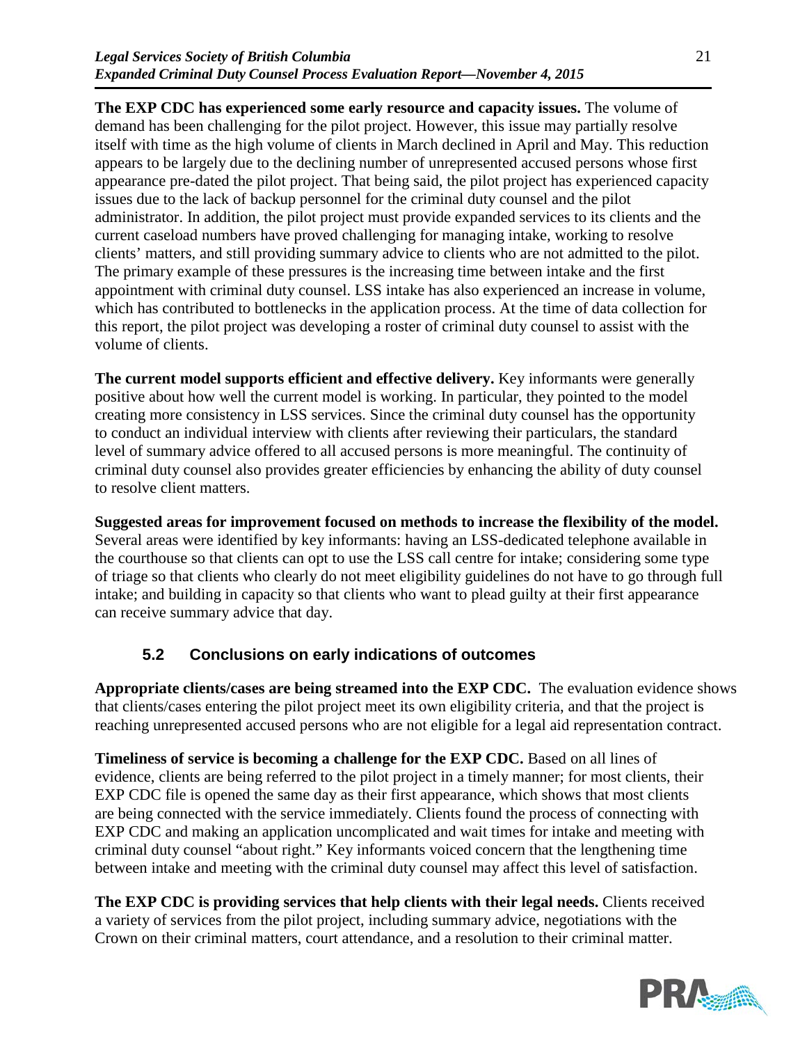**The EXP CDC has experienced some early resource and capacity issues.** The volume of demand has been challenging for the pilot project. However, this issue may partially resolve itself with time as the high volume of clients in March declined in April and May. This reduction appears to be largely due to the declining number of unrepresented accused persons whose first appearance pre-dated the pilot project. That being said, the pilot project has experienced capacity issues due to the lack of backup personnel for the criminal duty counsel and the pilot administrator. In addition, the pilot project must provide expanded services to its clients and the current caseload numbers have proved challenging for managing intake, working to resolve clients' matters, and still providing summary advice to clients who are not admitted to the pilot. The primary example of these pressures is the increasing time between intake and the first appointment with criminal duty counsel. LSS intake has also experienced an increase in volume, which has contributed to bottlenecks in the application process. At the time of data collection for this report, the pilot project was developing a roster of criminal duty counsel to assist with the volume of clients.

**The current model supports efficient and effective delivery.** Key informants were generally positive about how well the current model is working. In particular, they pointed to the model creating more consistency in LSS services. Since the criminal duty counsel has the opportunity to conduct an individual interview with clients after reviewing their particulars, the standard level of summary advice offered to all accused persons is more meaningful. The continuity of criminal duty counsel also provides greater efficiencies by enhancing the ability of duty counsel to resolve client matters.

**Suggested areas for improvement focused on methods to increase the flexibility of the model.** Several areas were identified by key informants: having an LSS-dedicated telephone available in the courthouse so that clients can opt to use the LSS call centre for intake; considering some type of triage so that clients who clearly do not meet eligibility guidelines do not have to go through full intake; and building in capacity so that clients who want to plead guilty at their first appearance can receive summary advice that day.

## 5.2 Conclusions on early indications of outcomes

**Appropriate clients/cases are being streamed into the EXP CDC.** The evaluation evidence shows that clients/cases entering the pilot project meet its own eligibility criteria, and that the project is reaching unrepresented accused persons who are not eligible for a legal aid representation contract.

**Timeliness of service is becoming a challenge for the EXP CDC.** Based on all lines of evidence, clients are being referred to the pilot project in a timely manner; for most clients, their EXP CDC file is opened the same day as their first appearance, which shows that most clients are being connected with the service immediately. Clients found the process of connecting with EXP CDC and making an application uncomplicated and wait times for intake and meeting with criminal duty counsel "about right." Key informants voiced concern that the lengthening time between intake and meeting with the criminal duty counsel may affect this level of satisfaction.

**The EXP CDC is providing services that help clients with their legal needs.** Clients received a variety of services from the pilot project, including summary advice, negotiations with the Crown on their criminal matters, court attendance, and a resolution to their criminal matter.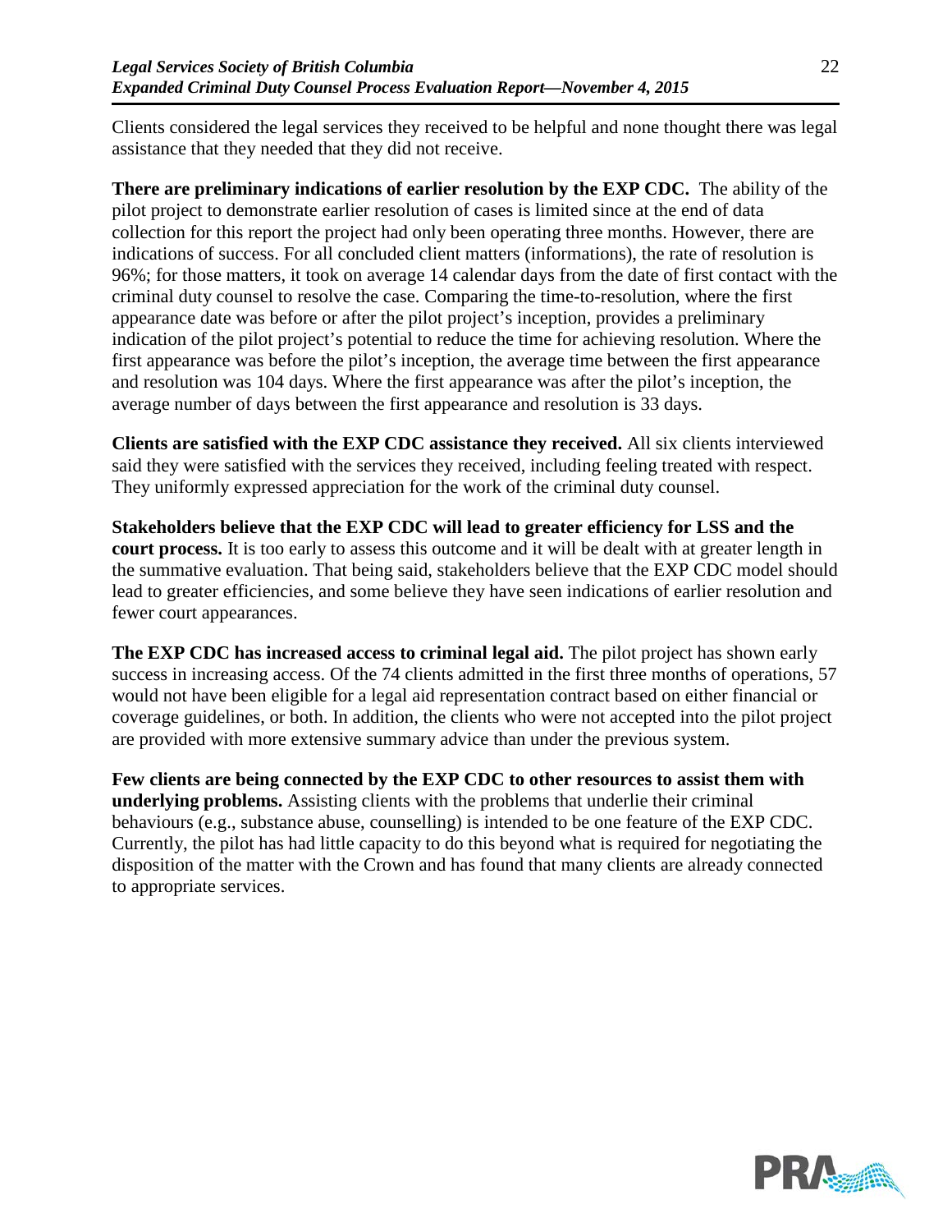Clients considered the legal services they received to be helpful and none thought there was legal assistance that they needed that they did not receive.

**There are preliminary indications of earlier resolution by the EXP CDC.** The ability of the pilot project to demonstrate earlier resolution of cases is limited since at the end of data collection for this report the project had only been operating three months. However, there are indications of success. For all concluded client matters (informations), the rate of resolution is 96%; for those matters, it took on average 14 calendar days from the date of first contact with the criminal duty counsel to resolve the case. Comparing the time-to-resolution, where the first appearance date was before or after the pilot project's inception, provides a preliminary indication of the pilot project's potential to reduce the time for achieving resolution. Where the first appearance was before the pilot's inception, the average time between the first appearance and resolution was 104 days. Where the first appearance was after the pilot's inception, the average number of days between the first appearance and resolution is 33 days.

**Clients are satisfied with the EXP CDC assistance they received.** All six clients interviewed said they were satisfied with the services they received, including feeling treated with respect. They uniformly expressed appreciation for the work of the criminal duty counsel.

**Stakeholders believe that the EXP CDC will lead to greater efficiency for LSS and the court process.** It is too early to assess this outcome and it will be dealt with at greater length in the summative evaluation. That being said, stakeholders believe that the EXP CDC model should lead to greater efficiencies, and some believe they have seen indications of earlier resolution and fewer court appearances.

**The EXP CDC has increased access to criminal legal aid.** The pilot project has shown early success in increasing access. Of the 74 clients admitted in the first three months of operations, 57 would not have been eligible for a legal aid representation contract based on either financial or coverage guidelines, or both. In addition, the clients who were not accepted into the pilot project are provided with more extensive summary advice than under the previous system.

**Few clients are being connected by the EXP CDC to other resources to assist them with underlying problems.** Assisting clients with the problems that underlie their criminal behaviours (e.g., substance abuse, counselling) is intended to be one feature of the EXP CDC. Currently, the pilot has had little capacity to do this beyond what is required for negotiating the disposition of the matter with the Crown and has found that many clients are already connected to appropriate services.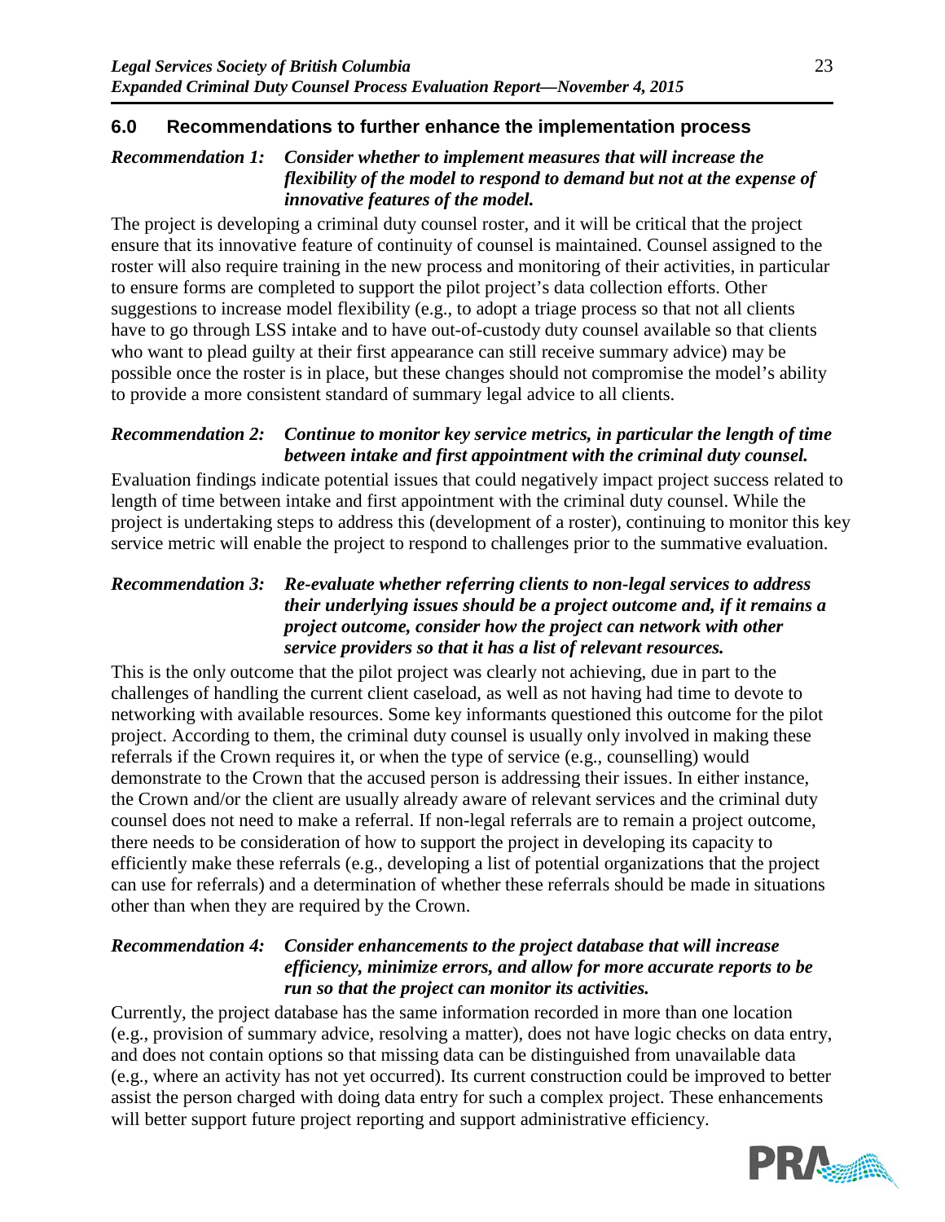## 6.0 Recommendations to further enhance the implementation process

***Recommendation 1: Consider whether to implement measures that will increase the flexibility of the model to respond to demand but not at the expense of innovative features of the model.***

The project is developing a criminal duty counsel roster, and it will be critical that the project ensure that its innovative feature of continuity of counsel is maintained. Counsel assigned to the roster will also require training in the new process and monitoring of their activities, in particular to ensure forms are completed to support the pilot project's data collection efforts. Other suggestions to increase model flexibility (e.g., to adopt a triage process so that not all clients have to go through LSS intake and to have out-of-custody duty counsel available so that clients who want to plead guilty at their first appearance can still receive summary advice) may be possible once the roster is in place, but these changes should not compromise the model's ability to provide a more consistent standard of summary legal advice to all clients.

***Recommendation 2: Continue to monitor key service metrics, in particular the length of time between intake and first appointment with the criminal duty counsel.***

Evaluation findings indicate potential issues that could negatively impact project success related to length of time between intake and first appointment with the criminal duty counsel. While the project is undertaking steps to address this (development of a roster), continuing to monitor this key service metric will enable the project to respond to challenges prior to the summative evaluation.

***Recommendation 3: Re-evaluate whether referring clients to non-legal services to address their underlying issues should be a project outcome and, if it remains a project outcome, consider how the project can network with other service providers so that it has a list of relevant resources.***

This is the only outcome that the pilot project was clearly not achieving, due in part to the challenges of handling the current client caseload, as well as not having had time to devote to networking with available resources. Some key informants questioned this outcome for the pilot project. According to them, the criminal duty counsel is usually only involved in making these referrals if the Crown requires it, or when the type of service (e.g., counselling) would demonstrate to the Crown that the accused person is addressing their issues. In either instance, the Crown and/or the client are usually already aware of relevant services and the criminal duty counsel does not need to make a referral. If non-legal referrals are to remain a project outcome, there needs to be consideration of how to support the project in developing its capacity to efficiently make these referrals (e.g., developing a list of potential organizations that the project can use for referrals) and a determination of whether these referrals should be made in situations other than when they are required by the Crown.

***Recommendation 4: Consider enhancements to the project database that will increase efficiency, minimize errors, and allow for more accurate reports to be run so that the project can monitor its activities.***

Currently, the project database has the same information recorded in more than one location (e.g., provision of summary advice, resolving a matter), does not have logic checks on data entry, and does not contain options so that missing data can be distinguished from unavailable data (e.g., where an activity has not yet occurred). Its current construction could be improved to better assist the person charged with doing data entry for such a complex project. These enhancements will better support future project reporting and support administrative efficiency.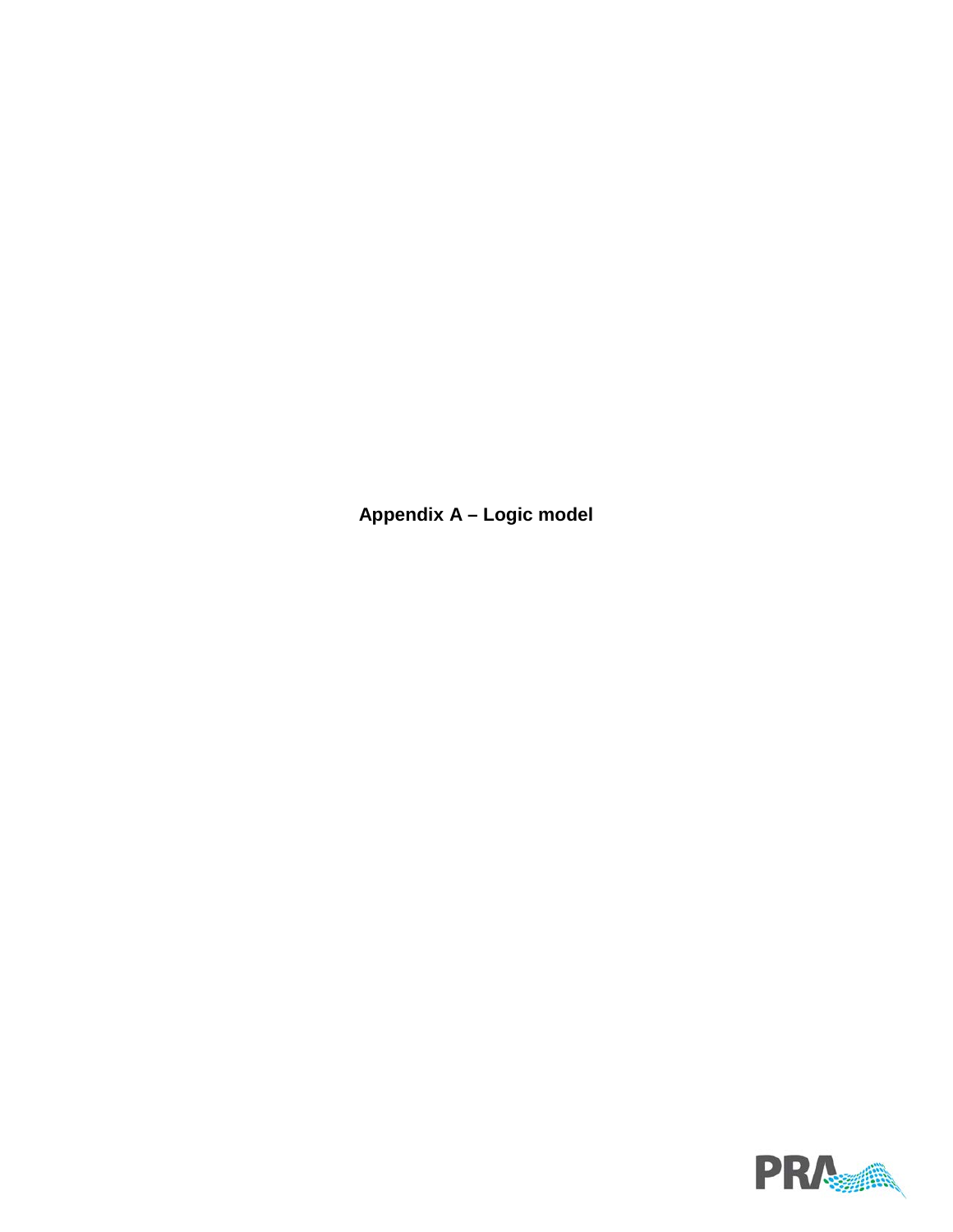# Appendix A – Logic model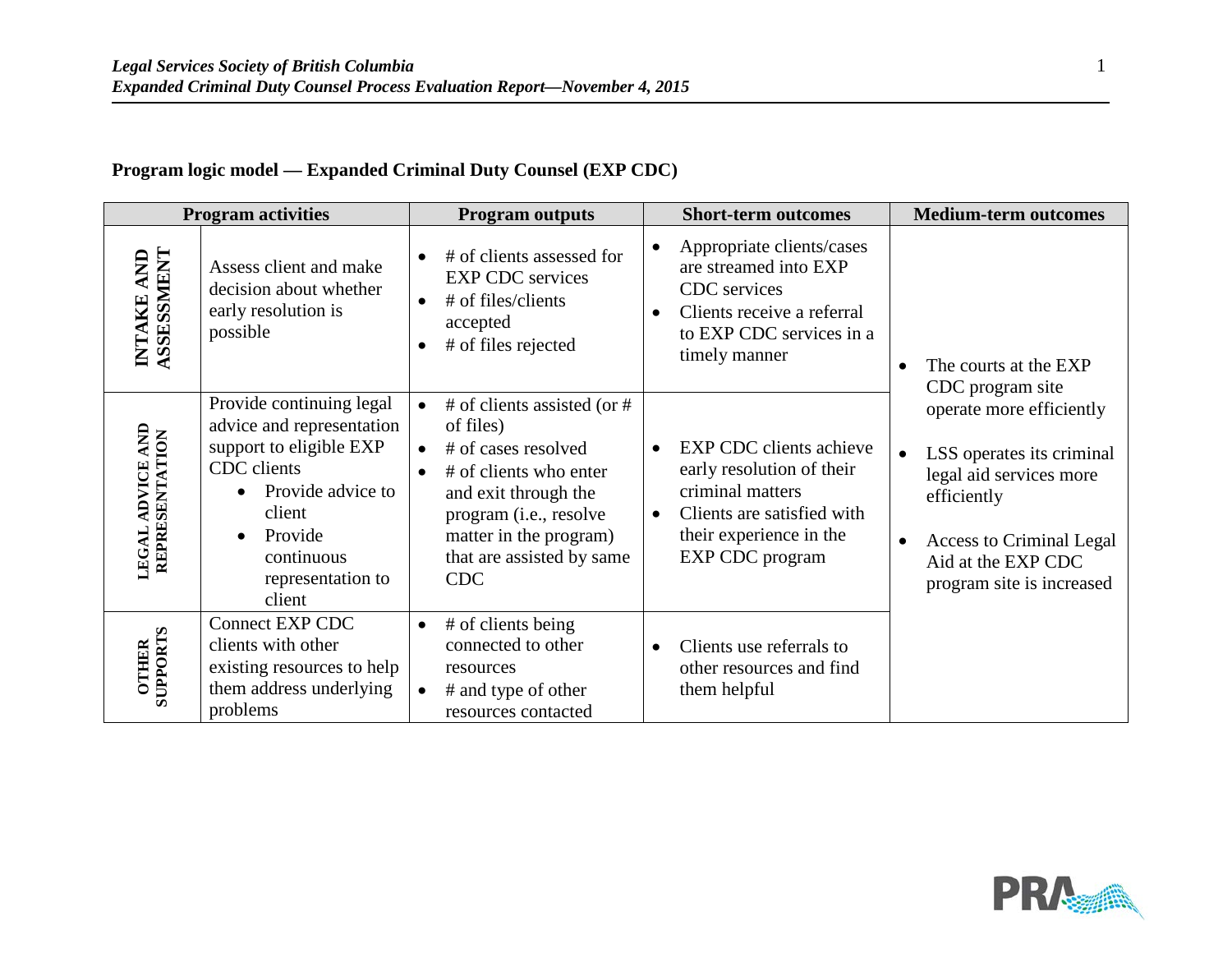**Program logic model — Expanded Criminal Duty Counsel (EXP CDC)**

| Program activities | | Program outputs | Short-term outcomes | Medium-term outcomes |
|---|---|---|---|---|
| INTAKE AND ASSESSMENT | Assess client and make decision about whether early resolution is possible | • # of clients assessed for EXP CDC services<br>• # of files/clients accepted<br>• # of files rejected | • Appropriate clients/cases are streamed into EXP CDC services<br>• Clients receive a referral to EXP CDC services in a timely manner | • The courts at the EXP CDC program site operate more efficiently<br>• LSS operates its criminal legal aid services more efficiently<br>• Access to Criminal Legal Aid at the EXP CDC program site is increased |
| LEGAL ADVICE AND REPRESENTATION | Provide continuing legal advice and representation support to eligible EXP CDC clients<br>• Provide advice to client<br>• Provide continuous representation to client | • # of clients assisted (or # of files)<br>• # of cases resolved<br>• # of clients who enter and exit through the program (i.e., resolve matter in the program) that are assisted by same CDC | • EXP CDC clients achieve early resolution of their criminal matters<br>• Clients are satisfied with their experience in the EXP CDC program | |
| OTHER SUPPORTS | Connect EXP CDC clients with other existing resources to help them address underlying problems | • # of clients being connected to other resources<br>• # and type of other resources contacted | • Clients use referrals to other resources and find them helpful | |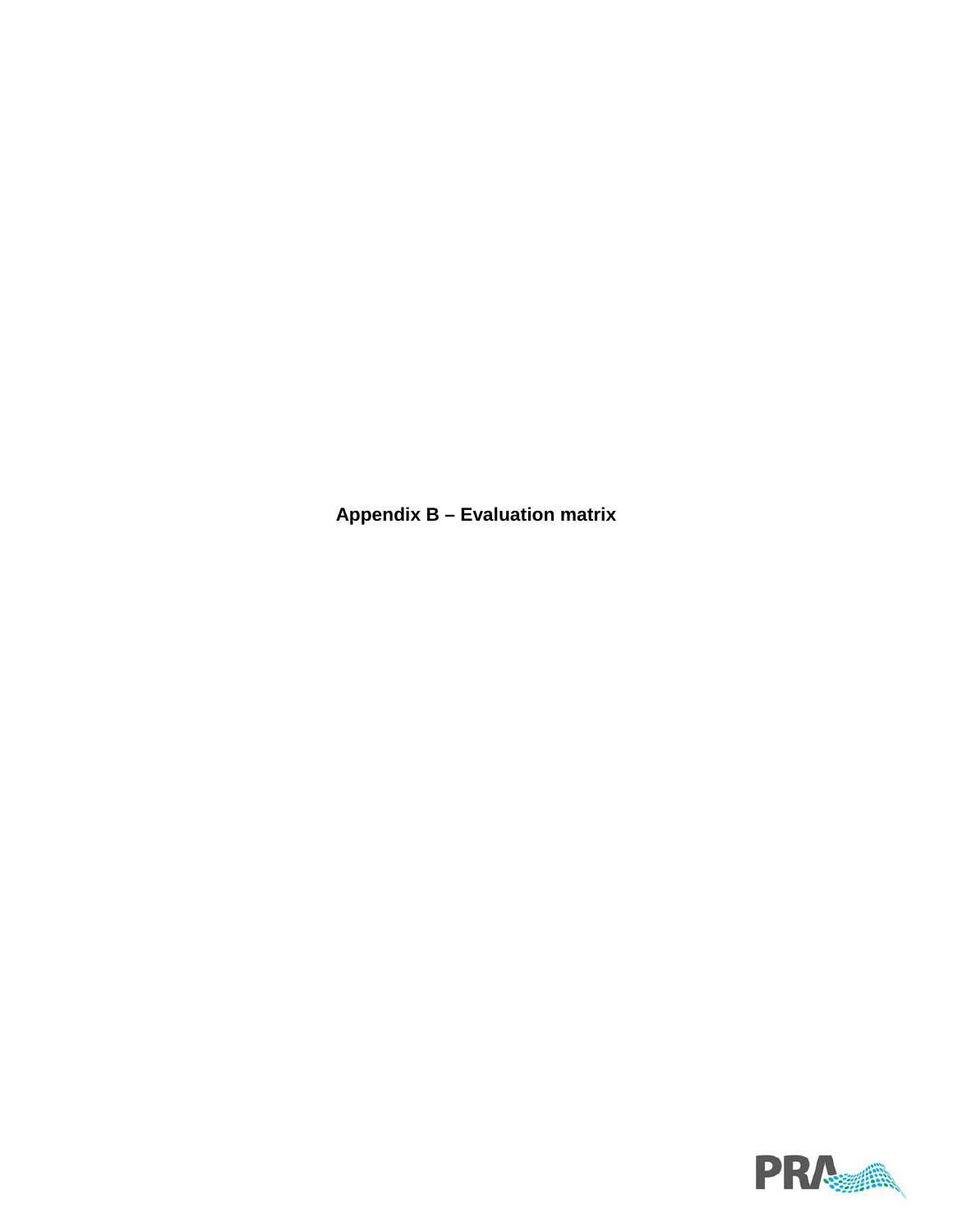# Appendix B – Evaluation matrix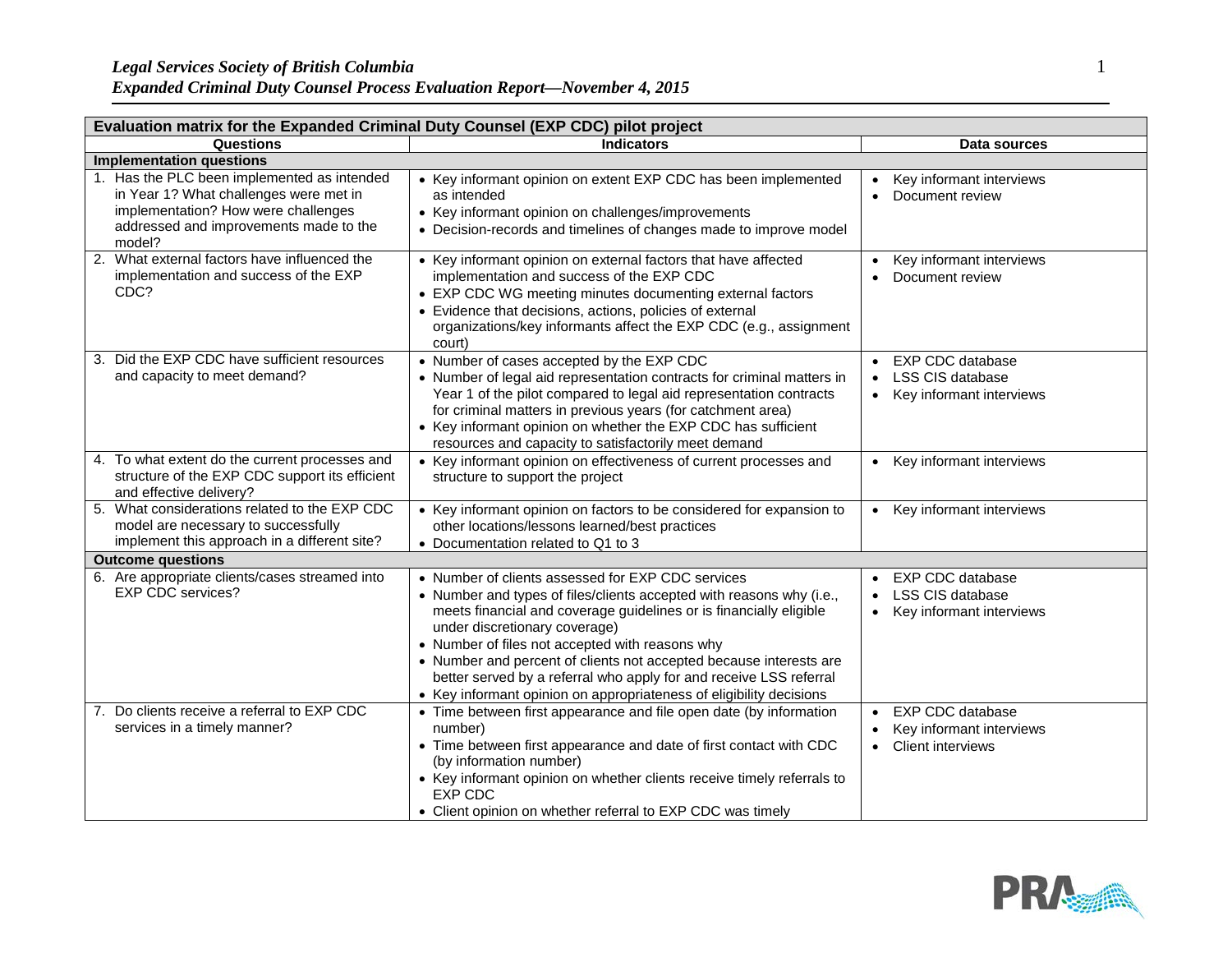| Evaluation matrix for the Expanded Criminal Duty Counsel (EXP CDC) pilot project | | |
|---|---|---|
| **Questions** | **Indicators** | **Data sources** |
| **Implementation questions** | | |
| 1. Has the PLC been implemented as intended in Year 1? What challenges were met in implementation? How were challenges addressed and improvements made to the model? | • Key informant opinion on extent EXP CDC has been implemented as intended<br>• Key informant opinion on challenges/improvements<br>• Decision-records and timelines of changes made to improve model | • Key informant interviews<br>• Document review |
| 2. What external factors have influenced the implementation and success of the EXP CDC? | • Key informant opinion on external factors that have affected implementation and success of the EXP CDC<br>• EXP CDC WG meeting minutes documenting external factors<br>• Evidence that decisions, actions, policies of external organizations/key informants affect the EXP CDC (e.g., assignment court) | • Key informant interviews<br>• Document review |
| 3. Did the EXP CDC have sufficient resources and capacity to meet demand? | • Number of cases accepted by the EXP CDC<br>• Number of legal aid representation contracts for criminal matters in Year 1 of the pilot compared to legal aid representation contracts for criminal matters in previous years (for catchment area)<br>• Key informant opinion on whether the EXP CDC has sufficient resources and capacity to satisfactorily meet demand | • EXP CDC database<br>• LSS CIS database<br>• Key informant interviews |
| 4. To what extent do the current processes and structure of the EXP CDC support its efficient and effective delivery? | • Key informant opinion on effectiveness of current processes and structure to support the project | • Key informant interviews |
| 5. What considerations related to the EXP CDC model are necessary to successfully implement this approach in a different site? | • Key informant opinion on factors to be considered for expansion to other locations/lessons learned/best practices<br>• Documentation related to Q1 to 3 | • Key informant interviews |
| **Outcome questions** | | |
| 6. Are appropriate clients/cases streamed into EXP CDC services? | • Number of clients assessed for EXP CDC services<br>• Number and types of files/clients accepted with reasons why (i.e., meets financial and coverage guidelines or is financially eligible under discretionary coverage)<br>• Number of files not accepted with reasons why<br>• Number and percent of clients not accepted because interests are better served by a referral who apply for and receive LSS referral<br>• Key informant opinion on appropriateness of eligibility decisions | • EXP CDC database<br>• LSS CIS database<br>• Key informant interviews |
| 7. Do clients receive a referral to EXP CDC services in a timely manner? | • Time between first appearance and file open date (by information number)<br>• Time between first appearance and date of first contact with CDC (by information number)<br>• Key informant opinion on whether clients receive timely referrals to EXP CDC<br>• Client opinion on whether referral to EXP CDC was timely | • EXP CDC database<br>• Key informant interviews<br>• Client interviews |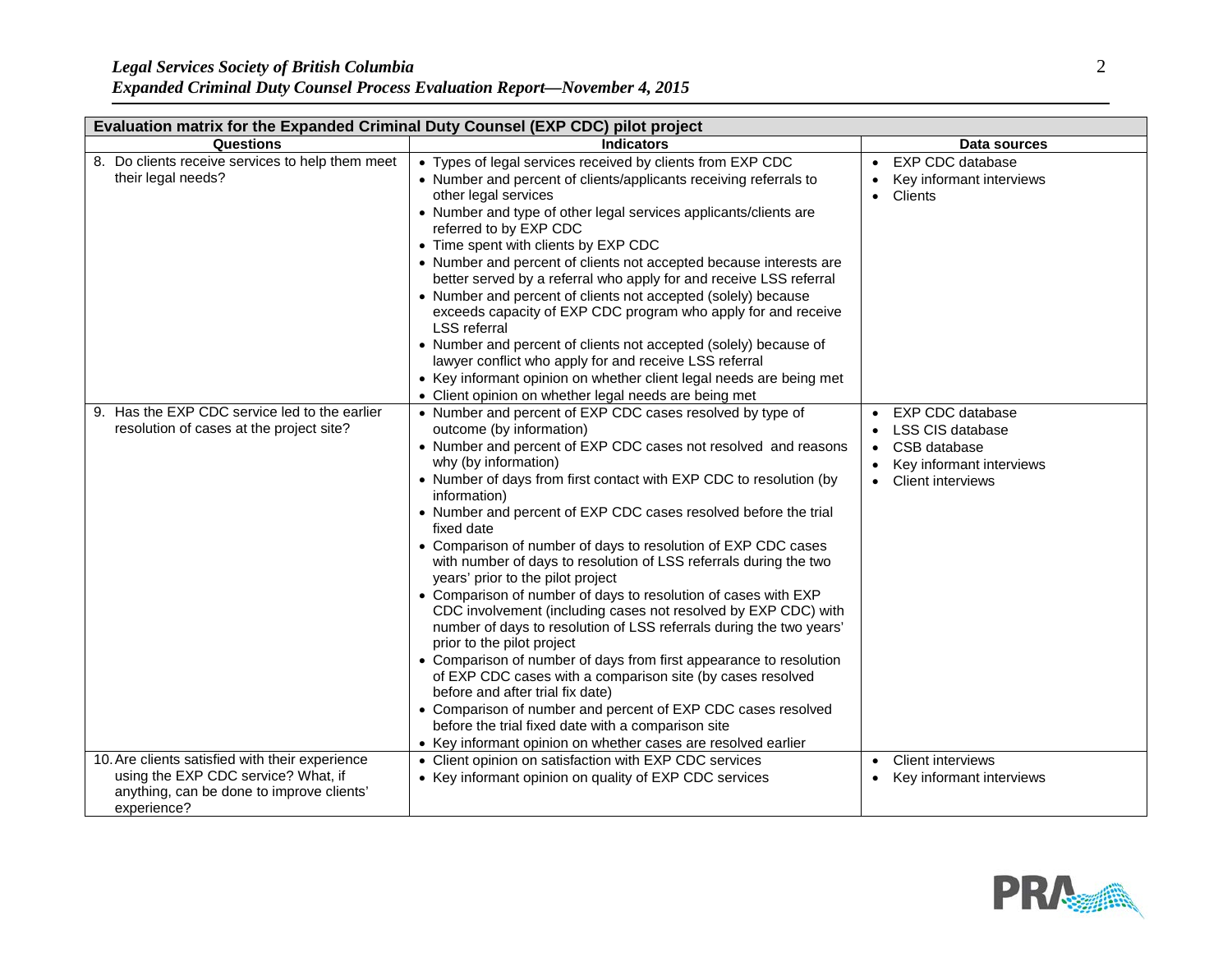| Evaluation matrix for the Expanded Criminal Duty Counsel (EXP CDC) pilot project | | |
|---|---|---|
| **Questions** | **Indicators** | **Data sources** |
| 8. Do clients receive services to help them meet their legal needs? | • Types of legal services received by clients from EXP CDC<br>• Number and percent of clients/applicants receiving referrals to other legal services<br>• Number and type of other legal services applicants/clients are referred to by EXP CDC<br>• Time spent with clients by EXP CDC<br>• Number and percent of clients not accepted because interests are better served by a referral who apply for and receive LSS referral<br>• Number and percent of clients not accepted (solely) because exceeds capacity of EXP CDC program who apply for and receive LSS referral<br>• Number and percent of clients not accepted (solely) because of lawyer conflict who apply for and receive LSS referral<br>• Key informant opinion on whether client legal needs are being met<br>• Client opinion on whether legal needs are being met | • EXP CDC database<br>• Key informant interviews<br>• Clients |
| 9. Has the EXP CDC service led to the earlier resolution of cases at the project site? | • Number and percent of EXP CDC cases resolved by type of outcome (by information)<br>• Number and percent of EXP CDC cases not resolved and reasons why (by information)<br>• Number of days from first contact with EXP CDC to resolution (by information)<br>• Number and percent of EXP CDC cases resolved before the trial fixed date<br>• Comparison of number of days to resolution of EXP CDC cases with number of days to resolution of LSS referrals during the two years' prior to the pilot project<br>• Comparison of number of days to resolution of cases with EXP CDC involvement (including cases not resolved by EXP CDC) with number of days to resolution of LSS referrals during the two years' prior to the pilot project<br>• Comparison of number of days from first appearance to resolution of EXP CDC cases with a comparison site (by cases resolved before and after trial fix date)<br>• Comparison of number and percent of EXP CDC cases resolved before the trial fixed date with a comparison site<br>• Key informant opinion on whether cases are resolved earlier | • EXP CDC database<br>• LSS CIS database<br>• CSB database<br>• Key informant interviews<br>• Client interviews |
| 10. Are clients satisfied with their experience using the EXP CDC service? What, if anything, can be done to improve clients' experience? | • Client opinion on satisfaction with EXP CDC services<br>• Key informant opinion on quality of EXP CDC services | • Client interviews<br>• Key informant interviews |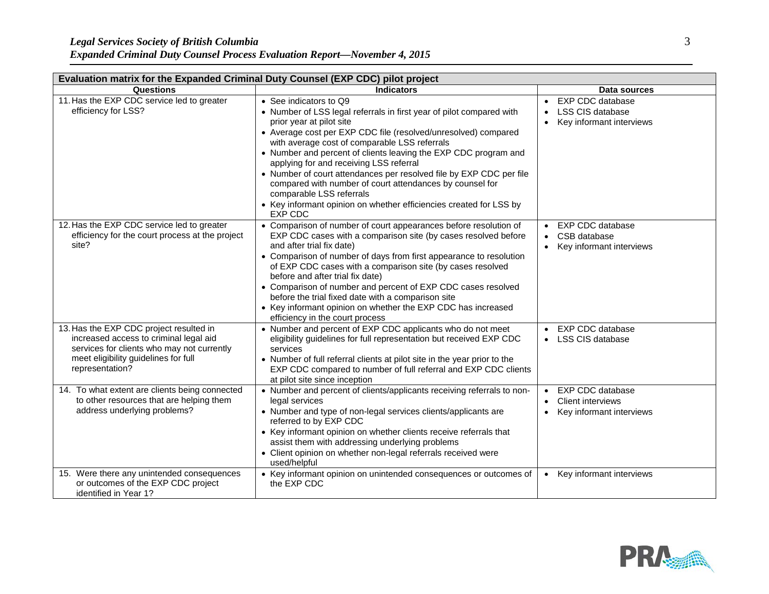| Evaluation matrix for the Expanded Criminal Duty Counsel (EXP CDC) pilot project | | |
|---|---|---|
| **Questions** | **Indicators** | **Data sources** |
| 11. Has the EXP CDC service led to greater efficiency for LSS? | • See indicators to Q9<br>• Number of LSS legal referrals in first year of pilot compared with prior year at pilot site<br>• Average cost per EXP CDC file (resolved/unresolved) compared with average cost of comparable LSS referrals<br>• Number and percent of clients leaving the EXP CDC program and applying for and receiving LSS referral<br>• Number of court attendances per resolved file by EXP CDC per file compared with number of court attendances by counsel for comparable LSS referrals<br>• Key informant opinion on whether efficiencies created for LSS by EXP CDC | • EXP CDC database<br>• LSS CIS database<br>• Key informant interviews |
| 12. Has the EXP CDC service led to greater efficiency for the court process at the project site? | • Comparison of number of court appearances before resolution of EXP CDC cases with a comparison site (by cases resolved before and after trial fix date)<br>• Comparison of number of days from first appearance to resolution of EXP CDC cases with a comparison site (by cases resolved before and after trial fix date)<br>• Comparison of number and percent of EXP CDC cases resolved before the trial fixed date with a comparison site<br>• Key informant opinion on whether the EXP CDC has increased efficiency in the court process | • EXP CDC database<br>• CSB database<br>• Key informant interviews |
| 13. Has the EXP CDC project resulted in increased access to criminal legal aid services for clients who may not currently meet eligibility guidelines for full representation? | • Number and percent of EXP CDC applicants who do not meet eligibility guidelines for full representation but received EXP CDC services<br>• Number of full referral clients at pilot site in the year prior to the EXP CDC compared to number of full referral and EXP CDC clients at pilot site since inception | • EXP CDC database<br>• LSS CIS database |
| 14. To what extent are clients being connected to other resources that are helping them address underlying problems? | • Number and percent of clients/applicants receiving referrals to non-legal services<br>• Number and type of non-legal services clients/applicants are referred to by EXP CDC<br>• Key informant opinion on whether clients receive referrals that assist them with addressing underlying problems<br>• Client opinion on whether non-legal referrals received were used/helpful | • EXP CDC database<br>• Client interviews<br>• Key informant interviews |
| 15. Were there any unintended consequences or outcomes of the EXP CDC project identified in Year 1? | • Key informant opinion on unintended consequences or outcomes of the EXP CDC | • Key informant interviews |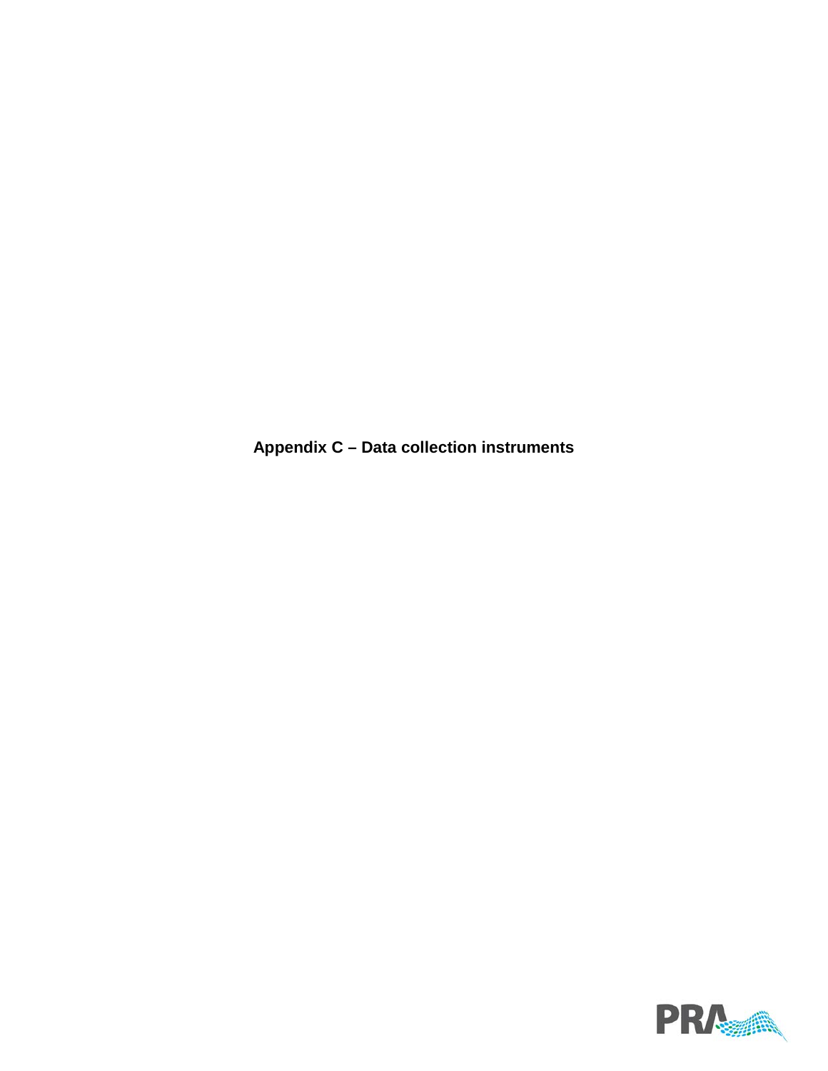# Appendix C – Data collection instruments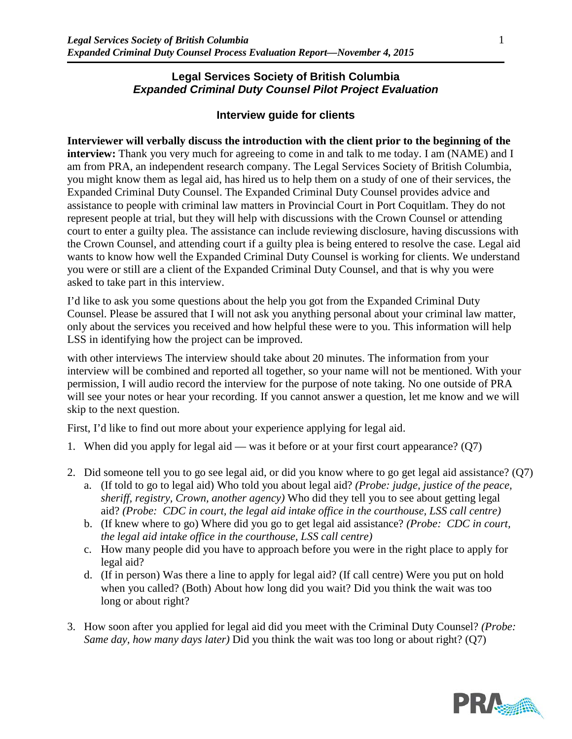## Legal Services Society of British Columbia
## *Expanded Criminal Duty Counsel Pilot Project Evaluation*

### Interview guide for clients

**Interviewer will verbally discuss the introduction with the client prior to the beginning of the interview:** Thank you very much for agreeing to come in and talk to me today. I am (NAME) and I am from PRA, an independent research company. The Legal Services Society of British Columbia, you might know them as legal aid, has hired us to help them on a study of one of their services, the Expanded Criminal Duty Counsel. The Expanded Criminal Duty Counsel provides advice and assistance to people with criminal law matters in Provincial Court in Port Coquitlam. They do not represent people at trial, but they will help with discussions with the Crown Counsel or attending court to enter a guilty plea. The assistance can include reviewing disclosure, having discussions with the Crown Counsel, and attending court if a guilty plea is being entered to resolve the case. Legal aid wants to know how well the Expanded Criminal Duty Counsel is working for clients. We understand you were or still are a client of the Expanded Criminal Duty Counsel, and that is why you were asked to take part in this interview.

I'd like to ask you some questions about the help you got from the Expanded Criminal Duty Counsel. Please be assured that I will not ask you anything personal about your criminal law matter, only about the services you received and how helpful these were to you. This information will help LSS in identifying how the project can be improved.

with other interviews The interview should take about 20 minutes. The information from your interview will be combined and reported all together, so your name will not be mentioned. With your permission, I will audio record the interview for the purpose of note taking. No one outside of PRA will see your notes or hear your recording. If you cannot answer a question, let me know and we will skip to the next question.

First, I'd like to find out more about your experience applying for legal aid.

1. When did you apply for legal aid — was it before or at your first court appearance? (Q7)

2. Did someone tell you to go see legal aid, or did you know where to go get legal aid assistance? (Q7)
   a. (If told to go to legal aid) Who told you about legal aid? *(Probe: judge, justice of the peace, sheriff, registry, Crown, another agency)* Who did they tell you to see about getting legal aid? *(Probe: CDC in court, the legal aid intake office in the courthouse, LSS call centre)*
   b. (If knew where to go) Where did you go to get legal aid assistance? *(Probe: CDC in court, the legal aid intake office in the courthouse, LSS call centre)*
   c. How many people did you have to approach before you were in the right place to apply for legal aid?
   d. (If in person) Was there a line to apply for legal aid? (If call centre) Were you put on hold when you called? (Both) About how long did you wait? Did you think the wait was too long or about right?

3. How soon after you applied for legal aid did you meet with the Criminal Duty Counsel? *(Probe: Same day, how many days later)* Did you think the wait was too long or about right? (Q7)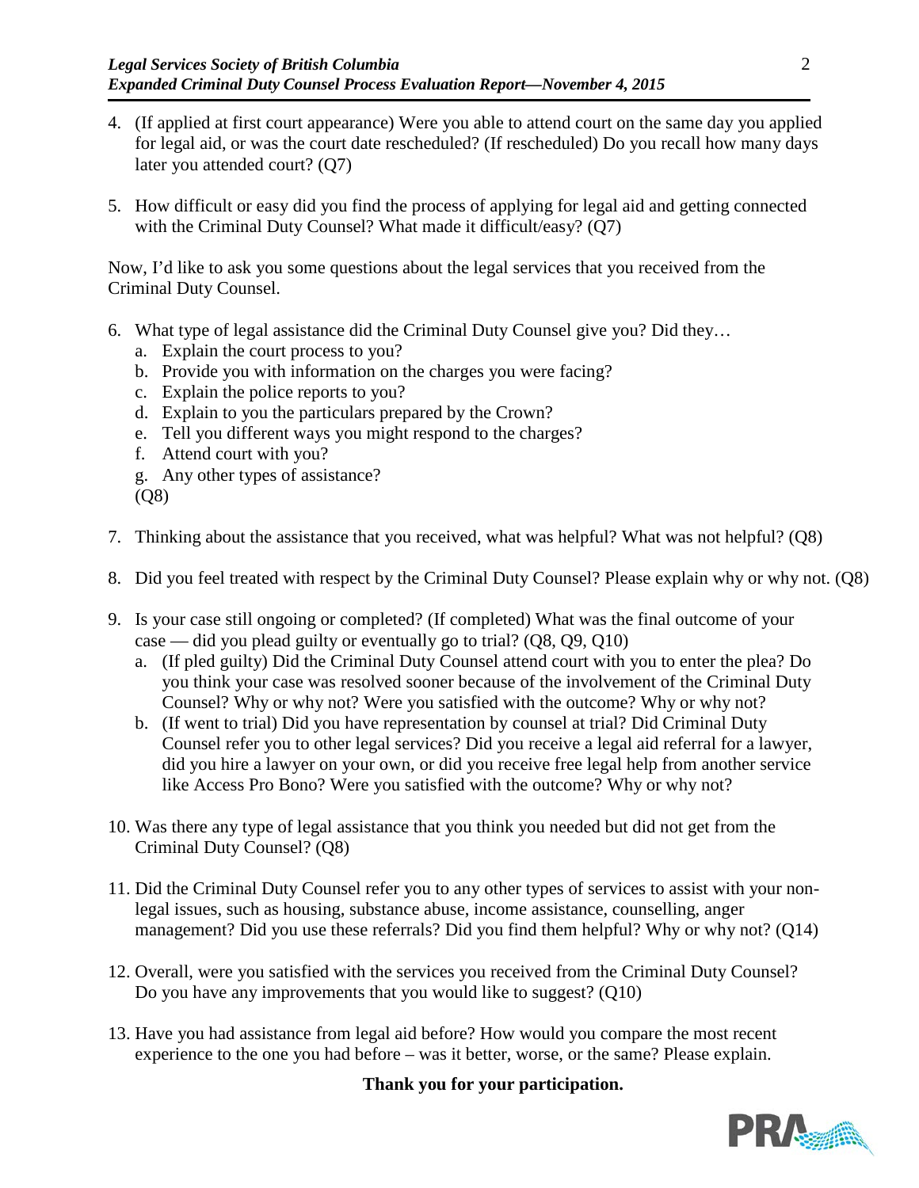4. (If applied at first court appearance) Were you able to attend court on the same day you applied for legal aid, or was the court date rescheduled? (If rescheduled) Do you recall how many days later you attended court? (Q7)

5. How difficult or easy did you find the process of applying for legal aid and getting connected with the Criminal Duty Counsel? What made it difficult/easy? (Q7)

Now, I'd like to ask you some questions about the legal services that you received from the Criminal Duty Counsel.

6. What type of legal assistance did the Criminal Duty Counsel give you? Did they…
   a. Explain the court process to you?
   b. Provide you with information on the charges you were facing?
   c. Explain the police reports to you?
   d. Explain to you the particulars prepared by the Crown?
   e. Tell you different ways you might respond to the charges?
   f. Attend court with you?
   g. Any other types of assistance?

   (Q8)

7. Thinking about the assistance that you received, what was helpful? What was not helpful? (Q8)

8. Did you feel treated with respect by the Criminal Duty Counsel? Please explain why or why not. (Q8)

9. Is your case still ongoing or completed? (If completed) What was the final outcome of your case — did you plead guilty or eventually go to trial? (Q8, Q9, Q10)
   a. (If pled guilty) Did the Criminal Duty Counsel attend court with you to enter the plea? Do you think your case was resolved sooner because of the involvement of the Criminal Duty Counsel? Why or why not? Were you satisfied with the outcome? Why or why not?
   b. (If went to trial) Did you have representation by counsel at trial? Did Criminal Duty Counsel refer you to other legal services? Did you receive a legal aid referral for a lawyer, did you hire a lawyer on your own, or did you receive free legal help from another service like Access Pro Bono? Were you satisfied with the outcome? Why or why not?

10. Was there any type of legal assistance that you think you needed but did not get from the Criminal Duty Counsel? (Q8)

11. Did the Criminal Duty Counsel refer you to any other types of services to assist with your non-legal issues, such as housing, substance abuse, income assistance, counselling, anger management? Did you use these referrals? Did you find them helpful? Why or why not? (Q14)

12. Overall, were you satisfied with the services you received from the Criminal Duty Counsel? Do you have any improvements that you would like to suggest? (Q10)

13. Have you had assistance from legal aid before? How would you compare the most recent experience to the one you had before – was it better, worse, or the same? Please explain.

**Thank you for your participation.**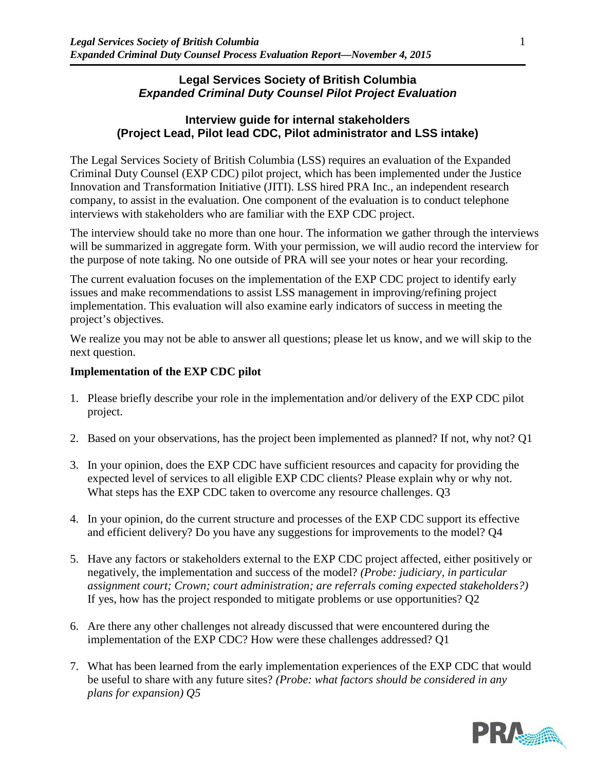## Legal Services Society of British Columbia
## *Expanded Criminal Duty Counsel Pilot Project Evaluation*

### Interview guide for internal stakeholders (Project Lead, Pilot lead CDC, Pilot administrator and LSS intake)

The Legal Services Society of British Columbia (LSS) requires an evaluation of the Expanded Criminal Duty Counsel (EXP CDC) pilot project, which has been implemented under the Justice Innovation and Transformation Initiative (JITI). LSS hired PRA Inc., an independent research company, to assist in the evaluation. One component of the evaluation is to conduct telephone interviews with stakeholders who are familiar with the EXP CDC project.

The interview should take no more than one hour. The information we gather through the interviews will be summarized in aggregate form. With your permission, we will audio record the interview for the purpose of note taking. No one outside of PRA will see your notes or hear your recording.

The current evaluation focuses on the implementation of the EXP CDC project to identify early issues and make recommendations to assist LSS management in improving/refining project implementation. This evaluation will also examine early indicators of success in meeting the project's objectives.

We realize you may not be able to answer all questions; please let us know, and we will skip to the next question.

**Implementation of the EXP CDC pilot**

1. Please briefly describe your role in the implementation and/or delivery of the EXP CDC pilot project.
2. Based on your observations, has the project been implemented as planned? If not, why not? Q1
3. In your opinion, does the EXP CDC have sufficient resources and capacity for providing the expected level of services to all eligible EXP CDC clients? Please explain why or why not. What steps has the EXP CDC taken to overcome any resource challenges. Q3
4. In your opinion, do the current structure and processes of the EXP CDC support its effective and efficient delivery? Do you have any suggestions for improvements to the model? Q4
5. Have any factors or stakeholders external to the EXP CDC project affected, either positively or negatively, the implementation and success of the model? *(Probe: judiciary, in particular assignment court; Crown; court administration; are referrals coming expected stakeholders?)* If yes, how has the project responded to mitigate problems or use opportunities? Q2
6. Are there any other challenges not already discussed that were encountered during the implementation of the EXP CDC? How were these challenges addressed? Q1
7. What has been learned from the early implementation experiences of the EXP CDC that would be useful to share with any future sites? *(Probe: what factors should be considered in any plans for expansion)* Q5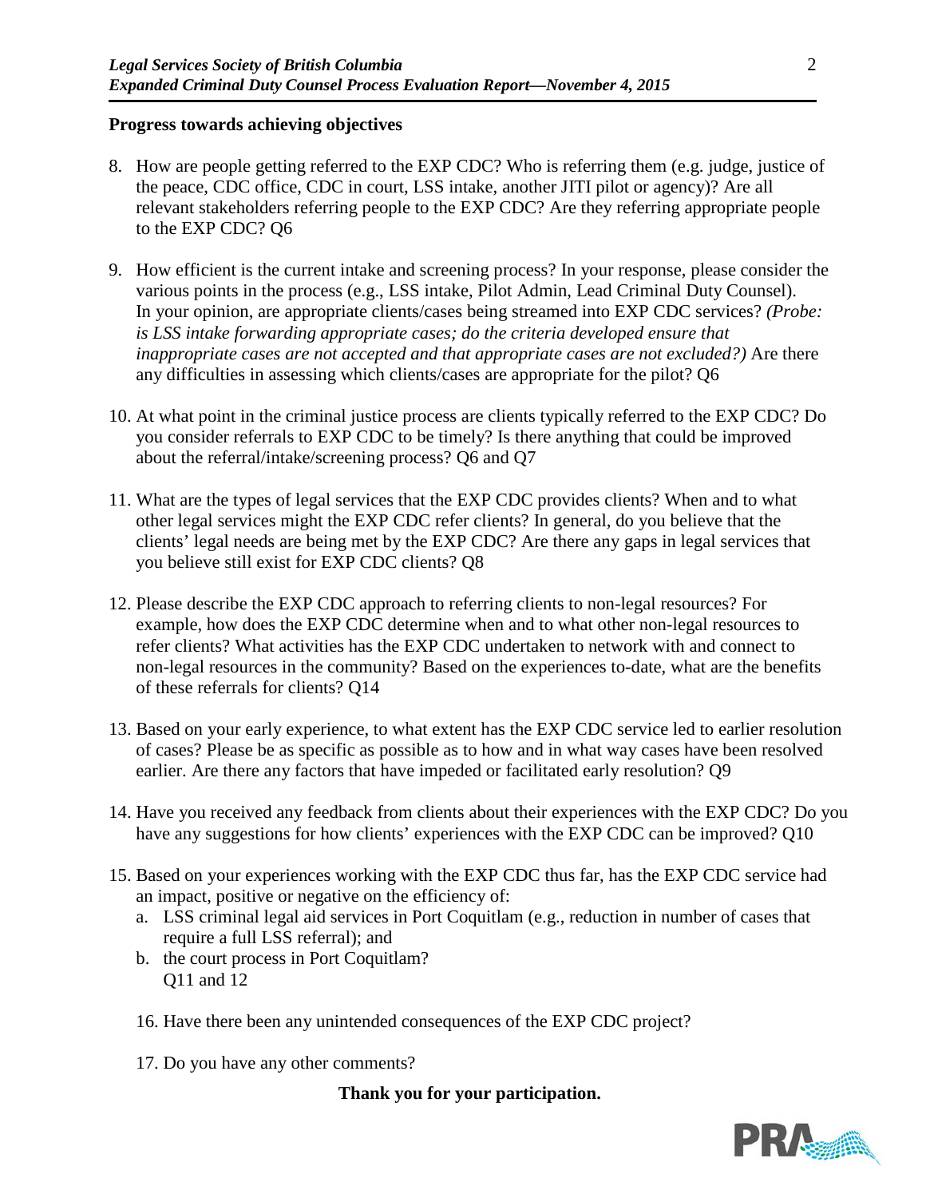**Progress towards achieving objectives**

8. How are people getting referred to the EXP CDC? Who is referring them (e.g. judge, justice of the peace, CDC office, CDC in court, LSS intake, another JITI pilot or agency)? Are all relevant stakeholders referring people to the EXP CDC? Are they referring appropriate people to the EXP CDC? Q6

9. How efficient is the current intake and screening process? In your response, please consider the various points in the process (e.g., LSS intake, Pilot Admin, Lead Criminal Duty Counsel). In your opinion, are appropriate clients/cases being streamed into EXP CDC services? *(Probe: is LSS intake forwarding appropriate cases; do the criteria developed ensure that inappropriate cases are not accepted and that appropriate cases are not excluded?)* Are there any difficulties in assessing which clients/cases are appropriate for the pilot? Q6

10. At what point in the criminal justice process are clients typically referred to the EXP CDC? Do you consider referrals to EXP CDC to be timely? Is there anything that could be improved about the referral/intake/screening process? Q6 and Q7

11. What are the types of legal services that the EXP CDC provides clients? When and to what other legal services might the EXP CDC refer clients? In general, do you believe that the clients' legal needs are being met by the EXP CDC? Are there any gaps in legal services that you believe still exist for EXP CDC clients? Q8

12. Please describe the EXP CDC approach to referring clients to non-legal resources? For example, how does the EXP CDC determine when and to what other non-legal resources to refer clients? What activities has the EXP CDC undertaken to network with and connect to non-legal resources in the community? Based on the experiences to-date, what are the benefits of these referrals for clients? Q14

13. Based on your early experience, to what extent has the EXP CDC service led to earlier resolution of cases? Please be as specific as possible as to how and in what way cases have been resolved earlier. Are there any factors that have impeded or facilitated early resolution? Q9

14. Have you received any feedback from clients about their experiences with the EXP CDC? Do you have any suggestions for how clients' experiences with the EXP CDC can be improved? Q10

15. Based on your experiences working with the EXP CDC thus far, has the EXP CDC service had an impact, positive or negative on the efficiency of:
    a. LSS criminal legal aid services in Port Coquitlam (e.g., reduction in number of cases that require a full LSS referral); and
    b. the court process in Port Coquitlam?
    Q11 and 12

16. Have there been any unintended consequences of the EXP CDC project?

17. Do you have any other comments?

**Thank you for your participation.**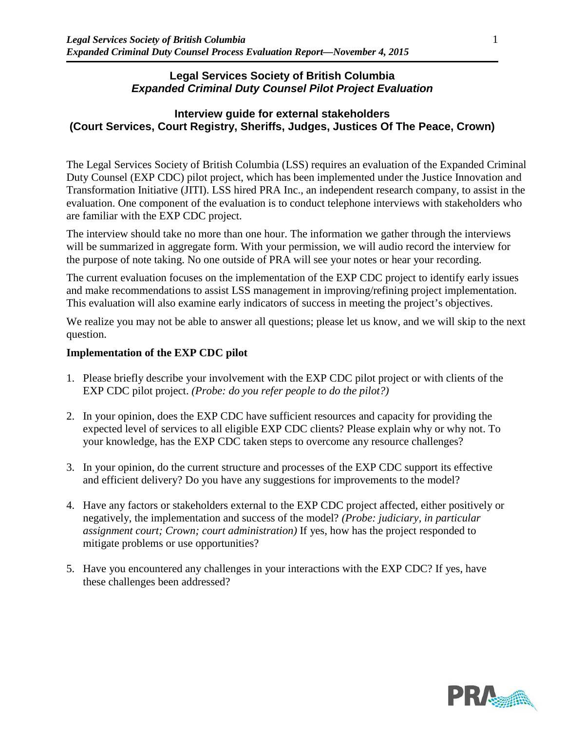**Legal Services Society of British Columbia**
***Expanded Criminal Duty Counsel Pilot Project Evaluation***

**Interview guide for external stakeholders**
**(Court Services, Court Registry, Sheriffs, Judges, Justices Of The Peace, Crown)**

The Legal Services Society of British Columbia (LSS) requires an evaluation of the Expanded Criminal Duty Counsel (EXP CDC) pilot project, which has been implemented under the Justice Innovation and Transformation Initiative (JITI). LSS hired PRA Inc., an independent research company, to assist in the evaluation. One component of the evaluation is to conduct telephone interviews with stakeholders who are familiar with the EXP CDC project.

The interview should take no more than one hour. The information we gather through the interviews will be summarized in aggregate form. With your permission, we will audio record the interview for the purpose of note taking. No one outside of PRA will see your notes or hear your recording.

The current evaluation focuses on the implementation of the EXP CDC project to identify early issues and make recommendations to assist LSS management in improving/refining project implementation. This evaluation will also examine early indicators of success in meeting the project's objectives.

We realize you may not be able to answer all questions; please let us know, and we will skip to the next question.

**Implementation of the EXP CDC pilot**

1. Please briefly describe your involvement with the EXP CDC pilot project or with clients of the EXP CDC pilot project. *(Probe: do you refer people to do the pilot?)*

2. In your opinion, does the EXP CDC have sufficient resources and capacity for providing the expected level of services to all eligible EXP CDC clients? Please explain why or why not. To your knowledge, has the EXP CDC taken steps to overcome any resource challenges?

3. In your opinion, do the current structure and processes of the EXP CDC support its effective and efficient delivery? Do you have any suggestions for improvements to the model?

4. Have any factors or stakeholders external to the EXP CDC project affected, either positively or negatively, the implementation and success of the model? *(Probe: judiciary, in particular assignment court; Crown; court administration)* If yes, how has the project responded to mitigate problems or use opportunities?

5. Have you encountered any challenges in your interactions with the EXP CDC? If yes, have these challenges been addressed?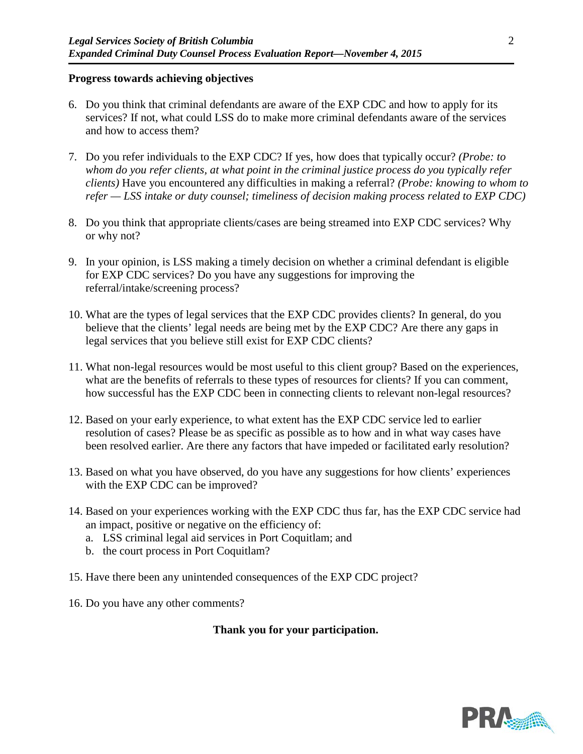**Progress towards achieving objectives**

6. Do you think that criminal defendants are aware of the EXP CDC and how to apply for its services? If not, what could LSS do to make more criminal defendants aware of the services and how to access them?

7. Do you refer individuals to the EXP CDC? If yes, how does that typically occur? *(Probe: to whom do you refer clients, at what point in the criminal justice process do you typically refer clients)* Have you encountered any difficulties in making a referral? *(Probe: knowing to whom to refer — LSS intake or duty counsel; timeliness of decision making process related to EXP CDC)*

8. Do you think that appropriate clients/cases are being streamed into EXP CDC services? Why or why not?

9. In your opinion, is LSS making a timely decision on whether a criminal defendant is eligible for EXP CDC services? Do you have any suggestions for improving the referral/intake/screening process?

10. What are the types of legal services that the EXP CDC provides clients? In general, do you believe that the clients' legal needs are being met by the EXP CDC? Are there any gaps in legal services that you believe still exist for EXP CDC clients?

11. What non-legal resources would be most useful to this client group? Based on the experiences, what are the benefits of referrals to these types of resources for clients? If you can comment, how successful has the EXP CDC been in connecting clients to relevant non-legal resources?

12. Based on your early experience, to what extent has the EXP CDC service led to earlier resolution of cases? Please be as specific as possible as to how and in what way cases have been resolved earlier. Are there any factors that have impeded or facilitated early resolution?

13. Based on what you have observed, do you have any suggestions for how clients' experiences with the EXP CDC can be improved?

14. Based on your experiences working with the EXP CDC thus far, has the EXP CDC service had an impact, positive or negative on the efficiency of:
    a. LSS criminal legal aid services in Port Coquitlam; and
    b. the court process in Port Coquitlam?

15. Have there been any unintended consequences of the EXP CDC project?

16. Do you have any other comments?

**Thank you for your participation.**